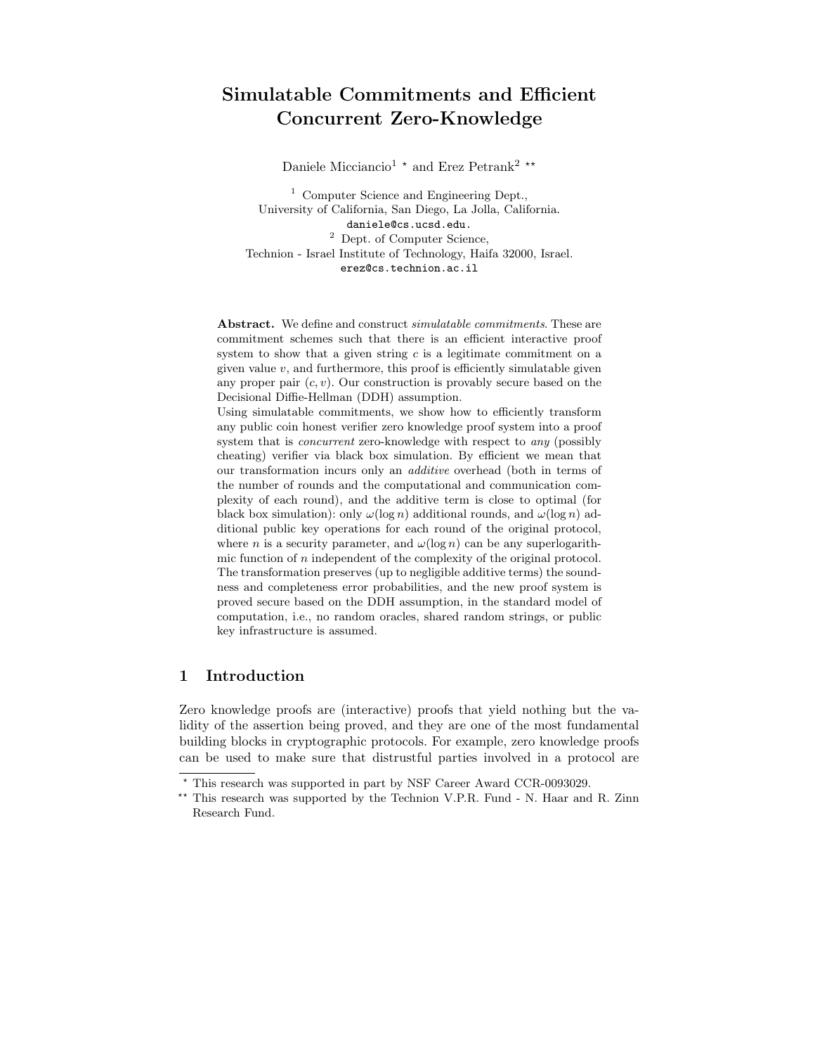# Simulatable Commitments and Efficient Concurrent Zero-Knowledge

Daniele Micciancio[1] [⋆] and Erez Petrank[2] [⋆⋆]

[1] Computer Science and Engineering Dept., University of California, San Diego, La Jolla, California. daniele@cs.ucsd.edu.

[2] Dept. of Computer Science, Technion - Israel Institute of Technology, Haifa 32000, Israel. erez@cs.technion.ac.il

**Abstract.** We define and construct *simulatable commitments*. These are commitment schemes such that there is an efficient interactive proof system to show that a given string $c$ is a legitimate commitment on a given value $v$, and furthermore, this proof is efficiently simulatable given any proper pair $(c, v)$. Our construction is provably secure based on the Decisional Diffie-Hellman (DDH) assumption.
Using simulatable commitments, we show how to efficiently transform any public coin honest verifier zero knowledge proof system into a proof system that is *concurrent* zero-knowledge with respect to *any* (possibly cheating) verifier via black box simulation. By efficient we mean that our transformation incurs only an *additive* overhead (both in terms of the number of rounds and the computational and communication complexity of each round), and the additive term is close to optimal (for black box simulation): only $\omega(\log n)$ additional rounds, and $\omega(\log n)$ additional public key operations for each round of the original protocol, where $n$ is a security parameter, and $\omega(\log n)$ can be any superlogarithmic function of $n$ independent of the complexity of the original protocol. The transformation preserves (up to negligible additive terms) the soundness and completeness error probabilities, and the new proof system is proved secure based on the DDH assumption, in the standard model of computation, i.e., no random oracles, shared random strings, or public key infrastructure is assumed.

## 1 Introduction

Zero knowledge proofs are (interactive) proofs that yield nothing but the validity of the assertion being proved, and they are one of the most fundamental building blocks in cryptographic protocols. For example, zero knowledge proofs can be used to make sure that distrustful parties involved in a protocol are

---

[⋆] This research was supported in part by NSF Career Award CCR-0093029.

[⋆⋆] This research was supported by the Technion V.P.R. Fund - N. Haar and R. Zinn Research Fund.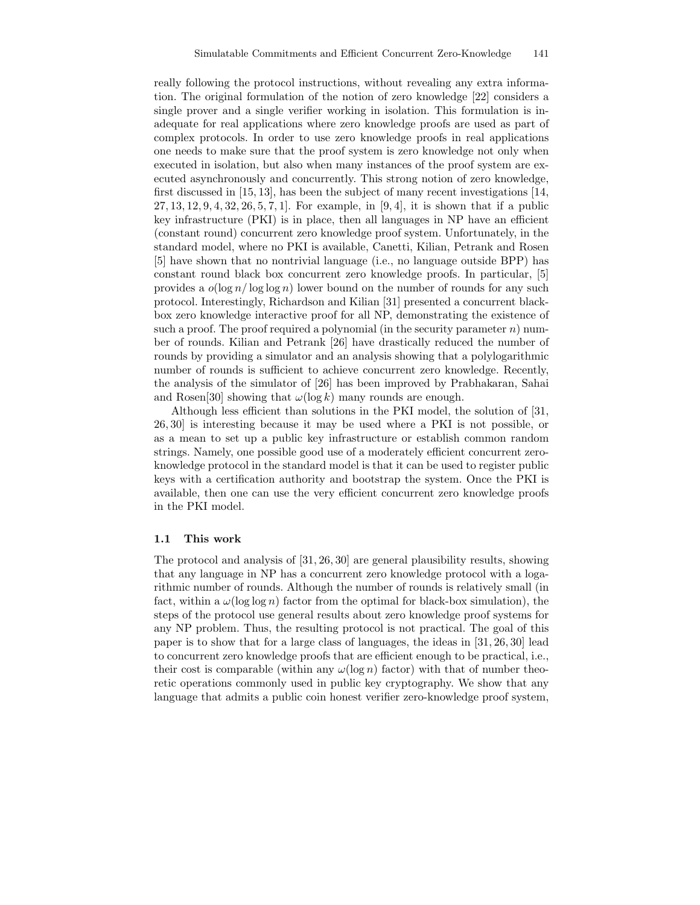really following the protocol instructions, without revealing any extra information. The original formulation of the notion of zero knowledge [22] considers a single prover and a single verifier working in isolation. This formulation is inadequate for real applications where zero knowledge proofs are used as part of complex protocols. In order to use zero knowledge proofs in real applications one needs to make sure that the proof system is zero knowledge not only when executed in isolation, but also when many instances of the proof system are executed asynchronously and concurrently. This strong notion of zero knowledge, first discussed in [15, 13], has been the subject of many recent investigations [14, 27, 13, 12, 9, 4, 32, 26, 5, 7, 1]. For example, in [9, 4], it is shown that if a public key infrastructure (PKI) is in place, then all languages in NP have an efficient (constant round) concurrent zero knowledge proof system. Unfortunately, in the standard model, where no PKI is available, Canetti, Kilian, Petrank and Rosen [5] have shown that no nontrivial language (i.e., no language outside BPP) has constant round black box concurrent zero knowledge proofs. In particular, [5] provides a $o(\log n / \log \log n)$ lower bound on the number of rounds for any such protocol. Interestingly, Richardson and Kilian [31] presented a concurrent black-box zero knowledge interactive proof for all NP, demonstrating the existence of such a proof. The proof required a polynomial (in the security parameter $n$) number of rounds. Kilian and Petrank [26] have drastically reduced the number of rounds by providing a simulator and an analysis showing that a polylogarithmic number of rounds is sufficient to achieve concurrent zero knowledge. Recently, the analysis of the simulator of [26] has been improved by Prabhakaran, Sahai and Rosen[30] showing that $\omega(\log k)$ many rounds are enough.

Although less efficient than solutions in the PKI model, the solution of [31, 26, 30] is interesting because it may be used where a PKI is not possible, or as a mean to set up a public key infrastructure or establish common random strings. Namely, one possible good use of a moderately efficient concurrent zero-knowledge protocol in the standard model is that it can be used to register public keys with a certification authority and bootstrap the system. Once the PKI is available, then one can use the very efficient concurrent zero knowledge proofs in the PKI model.

### 1.1 This work

The protocol and analysis of [31, 26, 30] are general plausibility results, showing that any language in NP has a concurrent zero knowledge protocol with a logarithmic number of rounds. Although the number of rounds is relatively small (in fact, within a $\omega(\log \log n)$ factor from the optimal for black-box simulation), the steps of the protocol use general results about zero knowledge proof systems for any NP problem. Thus, the resulting protocol is not practical. The goal of this paper is to show that for a large class of languages, the ideas in [31, 26, 30] lead to concurrent zero knowledge proofs that are efficient enough to be practical, i.e., their cost is comparable (within any $\omega(\log n)$ factor) with that of number theoretic operations commonly used in public key cryptography. We show that any language that admits a public coin honest verifier zero-knowledge proof system,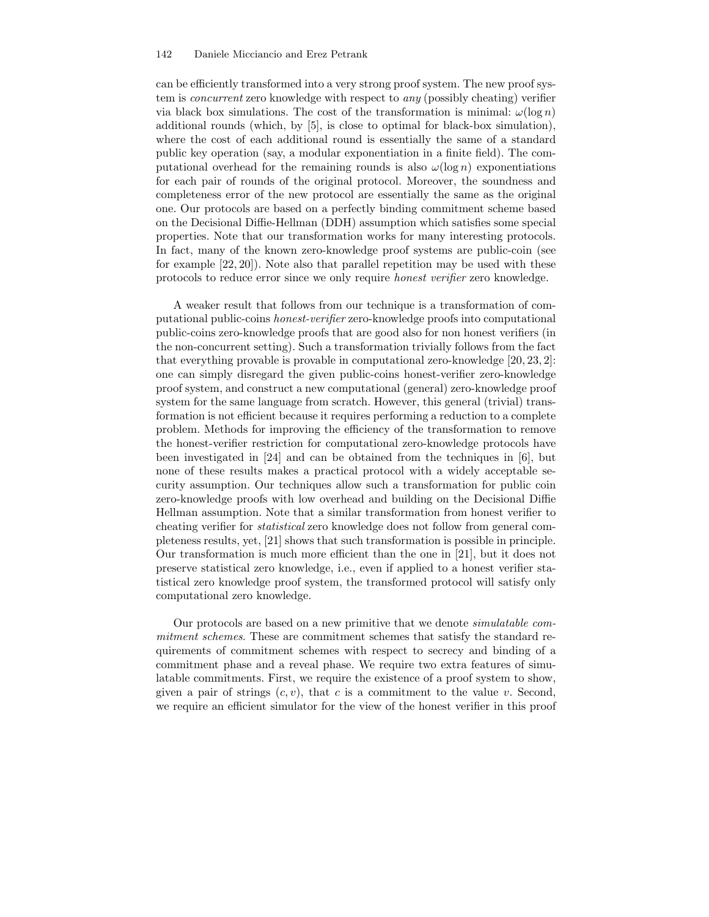can be efficiently transformed into a very strong proof system. The new proof system is *concurrent* zero knowledge with respect to *any* (possibly cheating) verifier via black box simulations. The cost of the transformation is minimal: $\omega(\log n)$ additional rounds (which, by [5], is close to optimal for black-box simulation), where the cost of each additional round is essentially the same of a standard public key operation (say, a modular exponentiation in a finite field). The computational overhead for the remaining rounds is also $\omega(\log n)$ exponentiations for each pair of rounds of the original protocol. Moreover, the soundness and completeness error of the new protocol are essentially the same as the original one. Our protocols are based on a perfectly binding commitment scheme based on the Decisional Diffie-Hellman (DDH) assumption which satisfies some special properties. Note that our transformation works for many interesting protocols. In fact, many of the known zero-knowledge proof systems are public-coin (see for example [22, 20]). Note also that parallel repetition may be used with these protocols to reduce error since we only require *honest verifier* zero knowledge.

A weaker result that follows from our technique is a transformation of computational public-coins *honest-verifier* zero-knowledge proofs into computational public-coins zero-knowledge proofs that are good also for non honest verifiers (in the non-concurrent setting). Such a transformation trivially follows from the fact that everything provable is provable in computational zero-knowledge [20, 23, 2]: one can simply disregard the given public-coins honest-verifier zero-knowledge proof system, and construct a new computational (general) zero-knowledge proof system for the same language from scratch. However, this general (trivial) transformation is not efficient because it requires performing a reduction to a complete problem. Methods for improving the efficiency of the transformation to remove the honest-verifier restriction for computational zero-knowledge protocols have been investigated in [24] and can be obtained from the techniques in [6], but none of these results makes a practical protocol with a widely acceptable security assumption. Our techniques allow such a transformation for public coin zero-knowledge proofs with low overhead and building on the Decisional Diffie Hellman assumption. Note that a similar transformation from honest verifier to cheating verifier for *statistical* zero knowledge does not follow from general completeness results, yet, [21] shows that such transformation is possible in principle. Our transformation is much more efficient than the one in [21], but it does not preserve statistical zero knowledge, i.e., even if applied to a honest verifier statistical zero knowledge proof system, the transformed protocol will satisfy only computational zero knowledge.

Our protocols are based on a new primitive that we denote *simulatable commitment schemes*. These are commitment schemes that satisfy the standard requirements of commitment schemes with respect to secrecy and binding of a commitment phase and a reveal phase. We require two extra features of simulatable commitments. First, we require the existence of a proof system to show, given a pair of strings $(c, v)$, that $c$ is a commitment to the value $v$. Second, we require an efficient simulator for the view of the honest verifier in this proof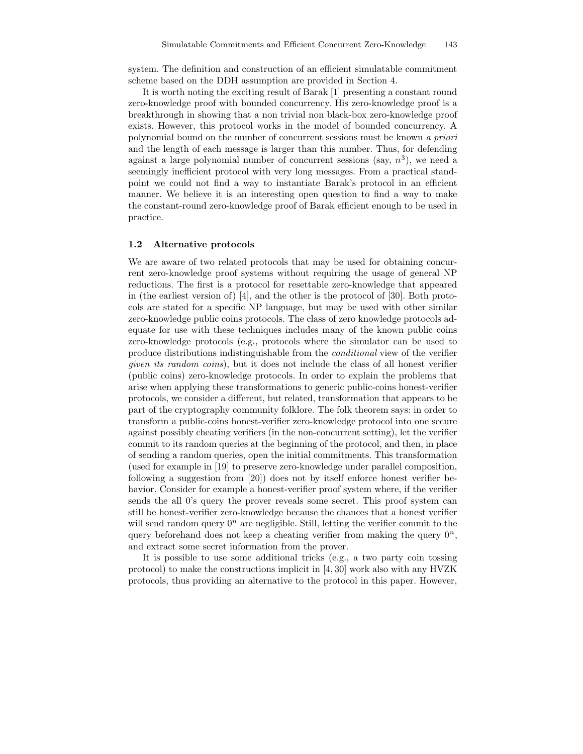system. The definition and construction of an efficient simulatable commitment scheme based on the DDH assumption are provided in Section 4.

It is worth noting the exciting result of Barak [1] presenting a constant round zero-knowledge proof with bounded concurrency. His zero-knowledge proof is a breakthrough in showing that a non trivial non black-box zero-knowledge proof exists. However, this protocol works in the model of bounded concurrency. A polynomial bound on the number of concurrent sessions must be known *a priori* and the length of each message is larger than this number. Thus, for defending against a large polynomial number of concurrent sessions (say, $n^3$), we need a seemingly inefficient protocol with very long messages. From a practical standpoint we could not find a way to instantiate Barak's protocol in an efficient manner. We believe it is an interesting open question to find a way to make the constant-round zero-knowledge proof of Barak efficient enough to be used in practice.

### 1.2 Alternative protocols

We are aware of two related protocols that may be used for obtaining concurrent zero-knowledge proof systems without requiring the usage of general NP reductions. The first is a protocol for resettable zero-knowledge that appeared in (the earliest version of) [4], and the other is the protocol of [30]. Both protocols are stated for a specific NP language, but may be used with other similar zero-knowledge public coins protocols. The class of zero knowledge protocols adequate for use with these techniques includes many of the known public coins zero-knowledge protocols (e.g., protocols where the simulator can be used to produce distributions indistinguishable from the *conditional* view of the verifier *given its random coins*), but it does not include the class of all honest verifier (public coins) zero-knowledge protocols. In order to explain the problems that arise when applying these transformations to generic public-coins honest-verifier protocols, we consider a different, but related, transformation that appears to be part of the cryptography community folklore. The folk theorem says: in order to transform a public-coins honest-verifier zero-knowledge protocol into one secure against possibly cheating verifiers (in the non-concurrent setting), let the verifier commit to its random queries at the beginning of the protocol, and then, in place of sending a random queries, open the initial commitments. This transformation (used for example in [19] to preserve zero-knowledge under parallel composition, following a suggestion from [20]) does not by itself enforce honest verifier behavior. Consider for example a honest-verifier proof system where, if the verifier sends the all 0's query the prover reveals some secret. This proof system can still be honest-verifier zero-knowledge because the chances that a honest verifier will send random query $0^n$ are negligible. Still, letting the verifier commit to the query beforehand does not keep a cheating verifier from making the query $0^n$, and extract some secret information from the prover.

It is possible to use some additional tricks (e.g., a two party coin tossing protocol) to make the constructions implicit in [4, 30] work also with any HVZK protocols, thus providing an alternative to the protocol in this paper. However,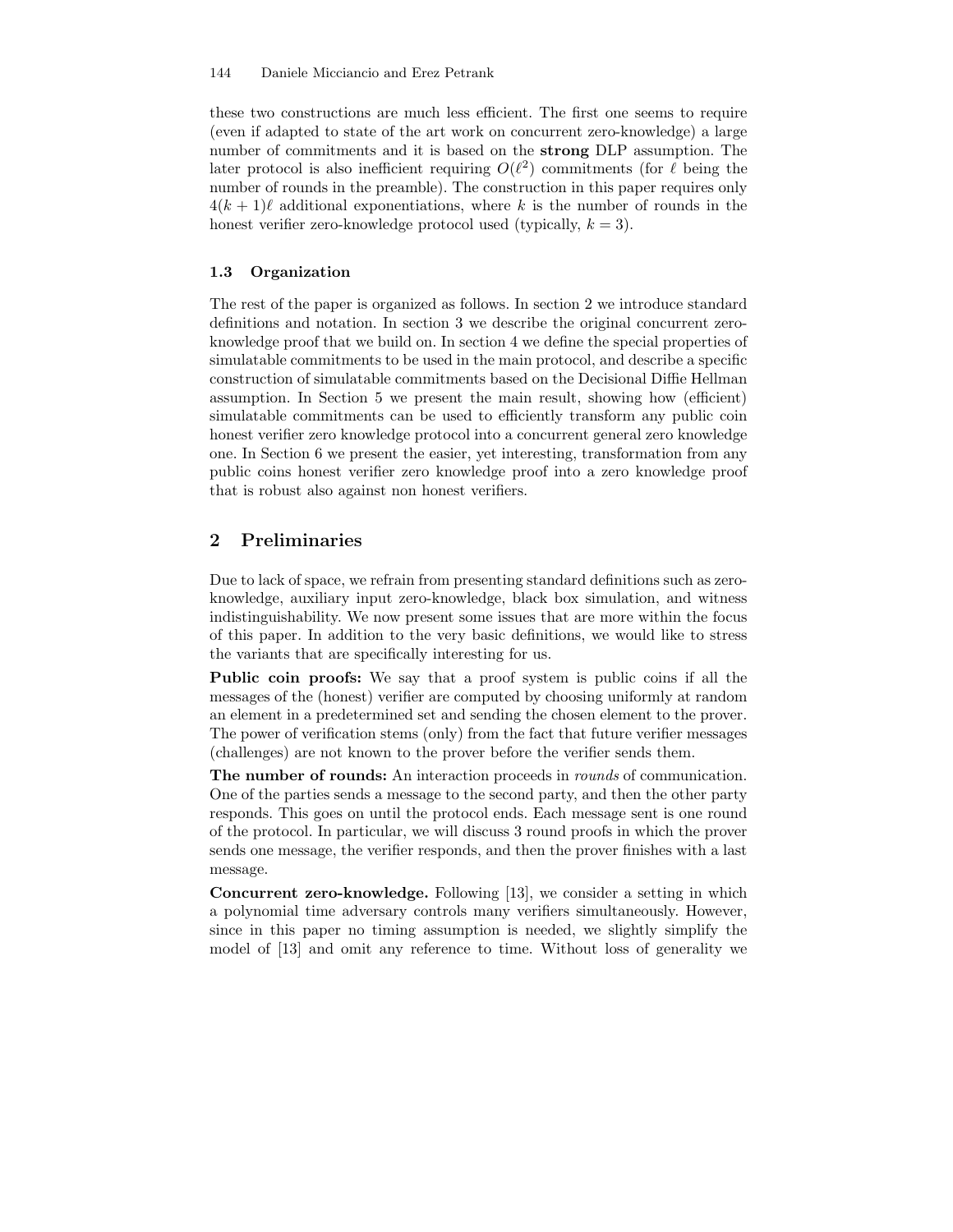these two constructions are much less efficient. The first one seems to require (even if adapted to state of the art work on concurrent zero-knowledge) a large number of commitments and it is based on the **strong** DLP assumption. The later protocol is also inefficient requiring $O(\ell^2)$ commitments (for $\ell$ being the number of rounds in the preamble). The construction in this paper requires only $4(k+1)\ell$ additional exponentiations, where $k$ is the number of rounds in the honest verifier zero-knowledge protocol used (typically, $k = 3$).

### 1.3 Organization

The rest of the paper is organized as follows. In section 2 we introduce standard definitions and notation. In section 3 we describe the original concurrent zero-knowledge proof that we build on. In section 4 we define the special properties of simulatable commitments to be used in the main protocol, and describe a specific construction of simulatable commitments based on the Decisional Diffie Hellman assumption. In Section 5 we present the main result, showing how (efficient) simulatable commitments can be used to efficiently transform any public coin honest verifier zero knowledge protocol into a concurrent general zero knowledge one. In Section 6 we present the easier, yet interesting, transformation from any public coins honest verifier zero knowledge proof into a zero knowledge proof that is robust also against non honest verifiers.

## 2 Preliminaries

Due to lack of space, we refrain from presenting standard definitions such as zero-knowledge, auxiliary input zero-knowledge, black box simulation, and witness indistinguishability. We now present some issues that are more within the focus of this paper. In addition to the very basic definitions, we would like to stress the variants that are specifically interesting for us.

**Public coin proofs:** We say that a proof system is public coins if all the messages of the (honest) verifier are computed by choosing uniformly at random an element in a predetermined set and sending the chosen element to the prover. The power of verification stems (only) from the fact that future verifier messages (challenges) are not known to the prover before the verifier sends them.

**The number of rounds:** An interaction proceeds in *rounds* of communication. One of the parties sends a message to the second party, and then the other party responds. This goes on until the protocol ends. Each message sent is one round of the protocol. In particular, we will discuss 3 round proofs in which the prover sends one message, the verifier responds, and then the prover finishes with a last message.

**Concurrent zero-knowledge.** Following [13], we consider a setting in which a polynomial time adversary controls many verifiers simultaneously. However, since in this paper no timing assumption is needed, we slightly simplify the model of [13] and omit any reference to time. Without loss of generality we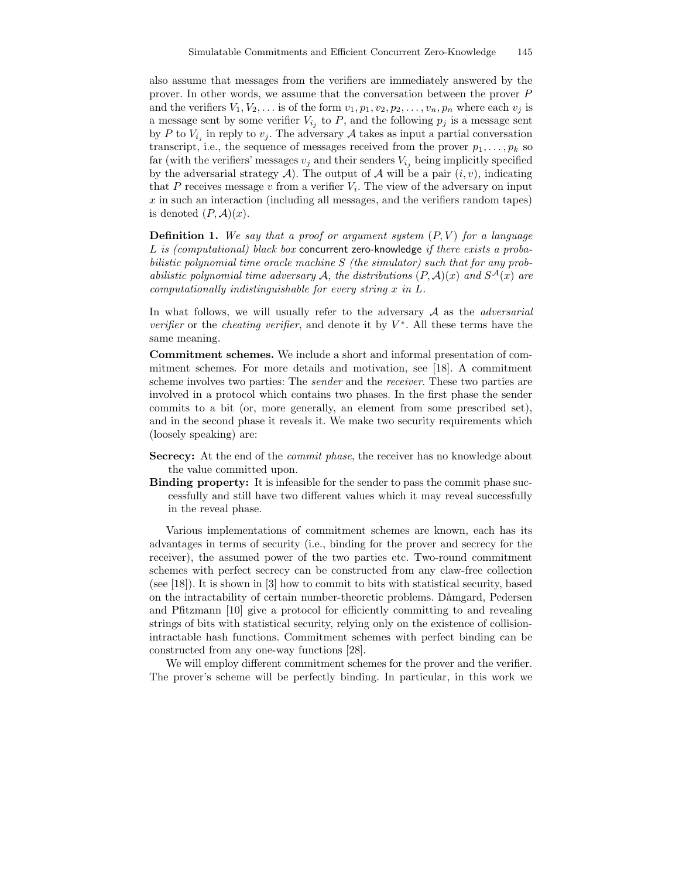also assume that messages from the verifiers are immediately answered by the prover. In other words, we assume that the conversation between the prover $P$ and the verifiers $V_1, V_2, \ldots$ is of the form $v_1, p_1, v_2, p_2, \ldots, v_n, p_n$ where each $v_j$ is a message sent by some verifier $V_{i_j}$ to $P$, and the following $p_j$ is a message sent by $P$ to $V_{i_j}$ in reply to $v_j$. The adversary $\mathcal{A}$ takes as input a partial conversation transcript, i.e., the sequence of messages received from the prover $p_1, \ldots, p_k$ so far (with the verifiers' messages $v_j$ and their senders $V_{i_j}$ being implicitly specified by the adversarial strategy $\mathcal{A}$). The output of $\mathcal{A}$ will be a pair $(i, v)$, indicating that $P$ receives message $v$ from a verifier $V_i$. The view of the adversary on input $x$ in such an interaction (including all messages, and the verifiers random tapes) is denoted $(P, \mathcal{A})(x)$.

**Definition 1.** *We say that a proof or argument system $(P, V)$ for a language $L$ is (computational) black box* concurrent zero-knowledge *if there exists a probabilistic polynomial time oracle machine $S$ (the simulator) such that for any probabilistic polynomial time adversary $\mathcal{A}$, the distributions $(P, \mathcal{A})(x)$ and $S^{\mathcal{A}}(x)$ are computationally indistinguishable for every string $x$ in $L$.*

In what follows, we will usually refer to the adversary $\mathcal{A}$ as the *adversarial verifier* or the *cheating verifier*, and denote it by $V^*$. All these terms have the same meaning.

**Commitment schemes.** We include a short and informal presentation of commitment schemes. For more details and motivation, see [18]. A commitment scheme involves two parties: The *sender* and the *receiver*. These two parties are involved in a protocol which contains two phases. In the first phase the sender commits to a bit (or, more generally, an element from some prescribed set), and in the second phase it reveals it. We make two security requirements which (loosely speaking) are:

**Secrecy:** At the end of the *commit phase*, the receiver has no knowledge about the value committed upon.

**Binding property:** It is infeasible for the sender to pass the commit phase successfully and still have two different values which it may reveal successfully in the reveal phase.

Various implementations of commitment schemes are known, each has its advantages in terms of security (i.e., binding for the prover and secrecy for the receiver), the assumed power of the two parties etc. Two-round commitment schemes with perfect secrecy can be constructed from any claw-free collection (see [18]). It is shown in [3] how to commit to bits with statistical security, based on the intractability of certain number-theoretic problems. Dåmgard, Pedersen and Pfitzmann [10] give a protocol for efficiently committing to and revealing strings of bits with statistical security, relying only on the existence of collision-intractable hash functions. Commitment schemes with perfect binding can be constructed from any one-way functions [28].

We will employ different commitment schemes for the prover and the verifier. The prover's scheme will be perfectly binding. In particular, in this work we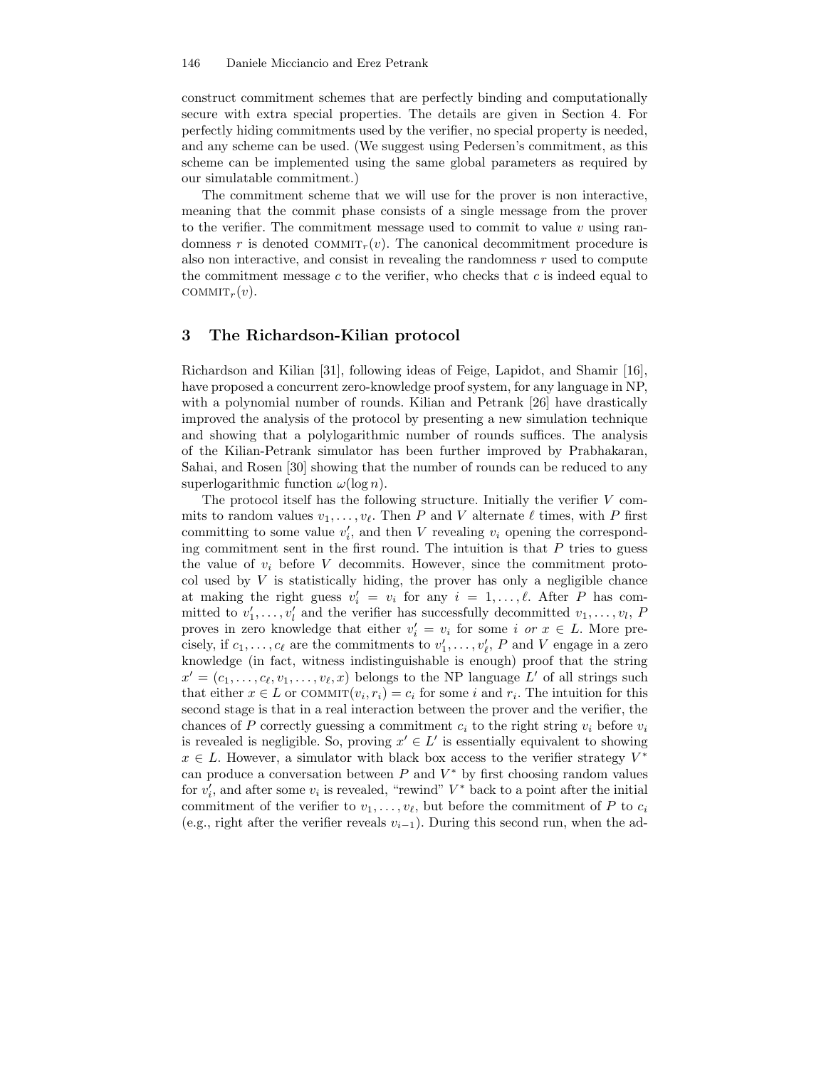construct commitment schemes that are perfectly binding and computationally secure with extra special properties. The details are given in Section 4. For perfectly hiding commitments used by the verifier, no special property is needed, and any scheme can be used. (We suggest using Pedersen's commitment, as this scheme can be implemented using the same global parameters as required by our simulatable commitment.)

The commitment scheme that we will use for the prover is non interactive, meaning that the commit phase consists of a single message from the prover to the verifier. The commitment message used to commit to value $v$ using randomness $r$ is denoted $\text{COMMIT}_r(v)$. The canonical decommitment procedure is also non interactive, and consist in revealing the randomness $r$ used to compute the commitment message $c$ to the verifier, who checks that $c$ is indeed equal to $\text{COMMIT}_r(v)$.

## 3 The Richardson-Kilian protocol

Richardson and Kilian [31], following ideas of Feige, Lapidot, and Shamir [16], have proposed a concurrent zero-knowledge proof system, for any language in NP, with a polynomial number of rounds. Kilian and Petrank [26] have drastically improved the analysis of the protocol by presenting a new simulation technique and showing that a polylogarithmic number of rounds suffices. The analysis of the Kilian-Petrank simulator has been further improved by Prabhakaran, Sahai, and Rosen [30] showing that the number of rounds can be reduced to any superlogarithmic function $\omega(\log n)$.

The protocol itself has the following structure. Initially the verifier $V$ commits to random values $v_1, \ldots, v_\ell$. Then $P$ and $V$ alternate $\ell$ times, with $P$ first committing to some value $v'_i$, and then $V$ revealing $v_i$ opening the corresponding commitment sent in the first round. The intuition is that $P$ tries to guess the value of $v_i$ before $V$ decommits. However, since the commitment protocol used by $V$ is statistically hiding, the prover has only a negligible chance at making the right guess $v'_i = v_i$ for any $i = 1, \ldots, \ell$. After $P$ has committed to $v'_1, \ldots, v'_l$ and the verifier has successfully decommitted $v_1, \ldots, v_l$, $P$ proves in zero knowledge that either $v'_i = v_i$ for some $i$ *or* $x \in L$. More precisely, if $c_1, \ldots, c_\ell$ are the commitments to $v'_1, \ldots, v'_\ell$, $P$ and $V$ engage in a zero knowledge (in fact, witness indistinguishable is enough) proof that the string $x' = (c_1, \ldots, c_\ell, v_1, \ldots, v_\ell, x)$ belongs to the NP language $L'$ of all strings such that either $x \in L$ or $\text{COMMIT}(v_i, r_i) = c_i$ for some $i$ and $r_i$. The intuition for this second stage is that in a real interaction between the prover and the verifier, the chances of $P$ correctly guessing a commitment $c_i$ to the right string $v_i$ before $v_i$ is revealed is negligible. So, proving $x' \in L'$ is essentially equivalent to showing $x \in L$. However, a simulator with black box access to the verifier strategy $V^*$ can produce a conversation between $P$ and $V^*$ by first choosing random values for $v'_i$, and after some $v_i$ is revealed, "rewind" $V^*$ back to a point after the initial commitment of the verifier to $v_1, \ldots, v_\ell$, but before the commitment of $P$ to $c_i$ (e.g., right after the verifier reveals $v_{i-1}$). During this second run, when the ad-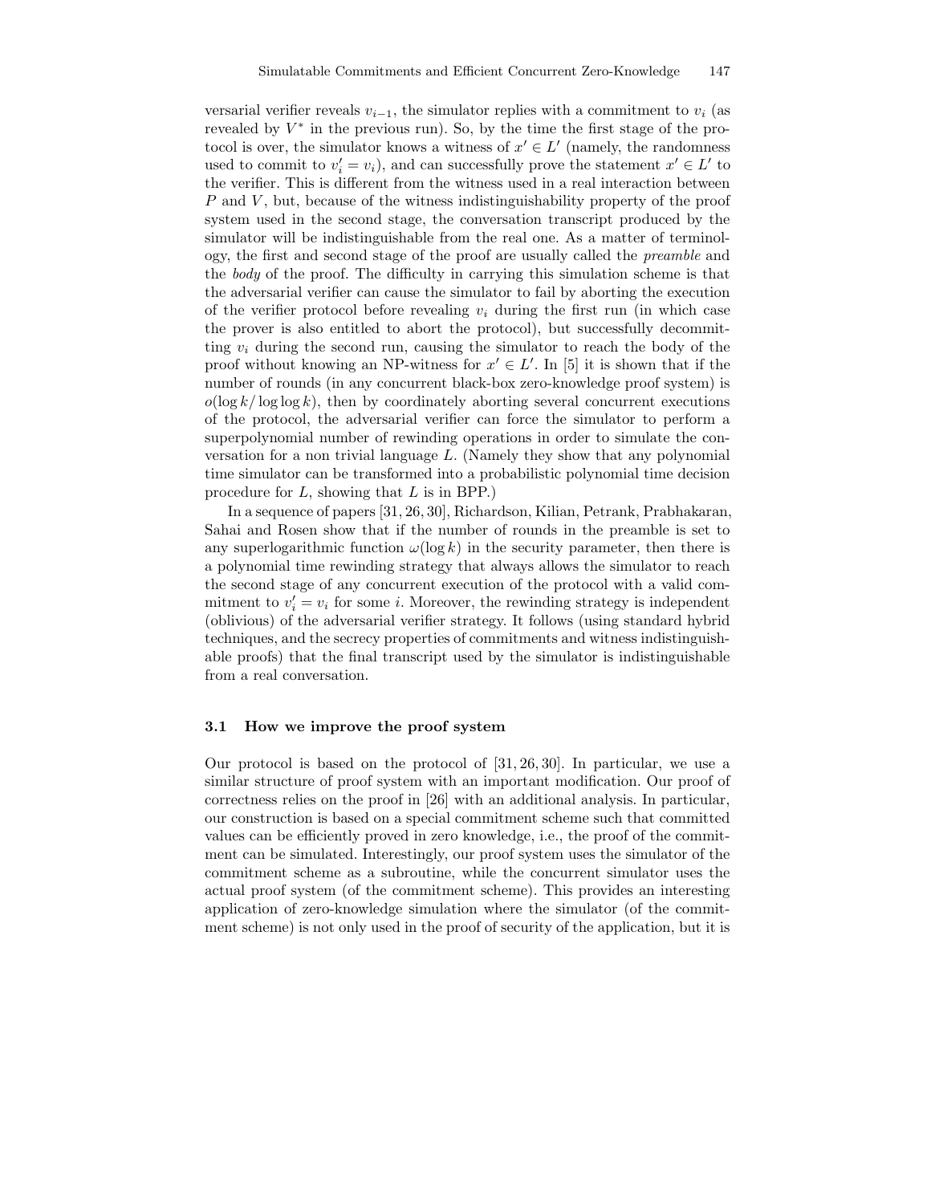versarial verifier reveals $v_{i-1}$, the simulator replies with a commitment to $v_i$ (as revealed by $V^*$ in the previous run). So, by the time the first stage of the protocol is over, the simulator knows a witness of $x' \in L'$ (namely, the randomness used to commit to $v_i' = v_i$), and can successfully prove the statement $x' \in L'$ to the verifier. This is different from the witness used in a real interaction between $P$ and $V$, but, because of the witness indistinguishability property of the proof system used in the second stage, the conversation transcript produced by the simulator will be indistinguishable from the real one. As a matter of terminology, the first and second stage of the proof are usually called the *preamble* and the *body* of the proof. The difficulty in carrying this simulation scheme is that the adversarial verifier can cause the simulator to fail by aborting the execution of the verifier protocol before revealing $v_i$ during the first run (in which case the prover is also entitled to abort the protocol), but successfully decommitting $v_i$ during the second run, causing the simulator to reach the body of the proof without knowing an NP-witness for $x' \in L'$. In [5] it is shown that if the number of rounds (in any concurrent black-box zero-knowledge proof system) is $o(\log k / \log \log k)$, then by coordinately aborting several concurrent executions of the protocol, the adversarial verifier can force the simulator to perform a superpolynomial number of rewinding operations in order to simulate the conversation for a non trivial language $L$. (Namely they show that any polynomial time simulator can be transformed into a probabilistic polynomial time decision procedure for $L$, showing that $L$ is in BPP.)

In a sequence of papers [31, 26, 30], Richardson, Kilian, Petrank, Prabhakaran, Sahai and Rosen show that if the number of rounds in the preamble is set to any superlogarithmic function $\omega(\log k)$ in the security parameter, then there is a polynomial time rewinding strategy that always allows the simulator to reach the second stage of any concurrent execution of the protocol with a valid commitment to $v_i' = v_i$ for some $i$. Moreover, the rewinding strategy is independent (oblivious) of the adversarial verifier strategy. It follows (using standard hybrid techniques, and the secrecy properties of commitments and witness indistinguishable proofs) that the final transcript used by the simulator is indistinguishable from a real conversation.

### 3.1 How we improve the proof system

Our protocol is based on the protocol of [31, 26, 30]. In particular, we use a similar structure of proof system with an important modification. Our proof of correctness relies on the proof in [26] with an additional analysis. In particular, our construction is based on a special commitment scheme such that committed values can be efficiently proved in zero knowledge, i.e., the proof of the commitment can be simulated. Interestingly, our proof system uses the simulator of the commitment scheme as a subroutine, while the concurrent simulator uses the actual proof system (of the commitment scheme). This provides an interesting application of zero-knowledge simulation where the simulator (of the commitment scheme) is not only used in the proof of security of the application, but it is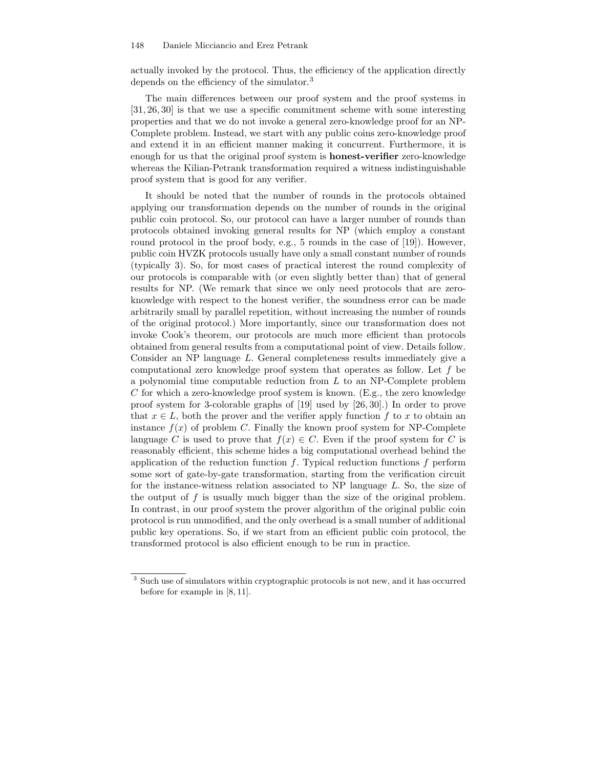actually invoked by the protocol. Thus, the efficiency of the application directly depends on the efficiency of the simulator.[3]

The main differences between our proof system and the proof systems in [31, 26, 30] is that we use a specific commitment scheme with some interesting properties and that we do not invoke a general zero-knowledge proof for an NP-Complete problem. Instead, we start with any public coins zero-knowledge proof and extend it in an efficient manner making it concurrent. Furthermore, it is enough for us that the original proof system is **honest-verifier** zero-knowledge whereas the Kilian-Petrank transformation required a witness indistinguishable proof system that is good for any verifier.

It should be noted that the number of rounds in the protocols obtained applying our transformation depends on the number of rounds in the original public coin protocol. So, our protocol can have a larger number of rounds than protocols obtained invoking general results for NP (which employ a constant round protocol in the proof body, e.g., 5 rounds in the case of [19]). However, public coin HVZK protocols usually have only a small constant number of rounds (typically 3). So, for most cases of practical interest the round complexity of our protocols is comparable with (or even slightly better than) that of general results for NP. (We remark that since we only need protocols that are zero-knowledge with respect to the honest verifier, the soundness error can be made arbitrarily small by parallel repetition, without increasing the number of rounds of the original protocol.) More importantly, since our transformation does not invoke Cook's theorem, our protocols are much more efficient than protocols obtained from general results from a computational point of view. Details follow. Consider an NP language $L$. General completeness results immediately give a computational zero knowledge proof system that operates as follow. Let $f$ be a polynomial time computable reduction from $L$ to an NP-Complete problem $C$ for which a zero-knowledge proof system is known. (E.g., the zero knowledge proof system for 3-colorable graphs of [19] used by [26, 30].) In order to prove that $x \in L$, both the prover and the verifier apply function $f$ to $x$ to obtain an instance $f(x)$ of problem $C$. Finally the known proof system for NP-Complete language $C$ is used to prove that $f(x) \in C$. Even if the proof system for $C$ is reasonably efficient, this scheme hides a big computational overhead behind the application of the reduction function $f$. Typical reduction functions $f$ perform some sort of gate-by-gate transformation, starting from the verification circuit for the instance-witness relation associated to NP language $L$. So, the size of the output of $f$ is usually much bigger than the size of the original problem. In contrast, in our proof system the prover algorithm of the original public coin protocol is run unmodified, and the only overhead is a small number of additional public key operations. So, if we start from an efficient public coin protocol, the transformed protocol is also efficient enough to be run in practice.

[3] Such use of simulators within cryptographic protocols is not new, and it has occurred before for example in [8, 11].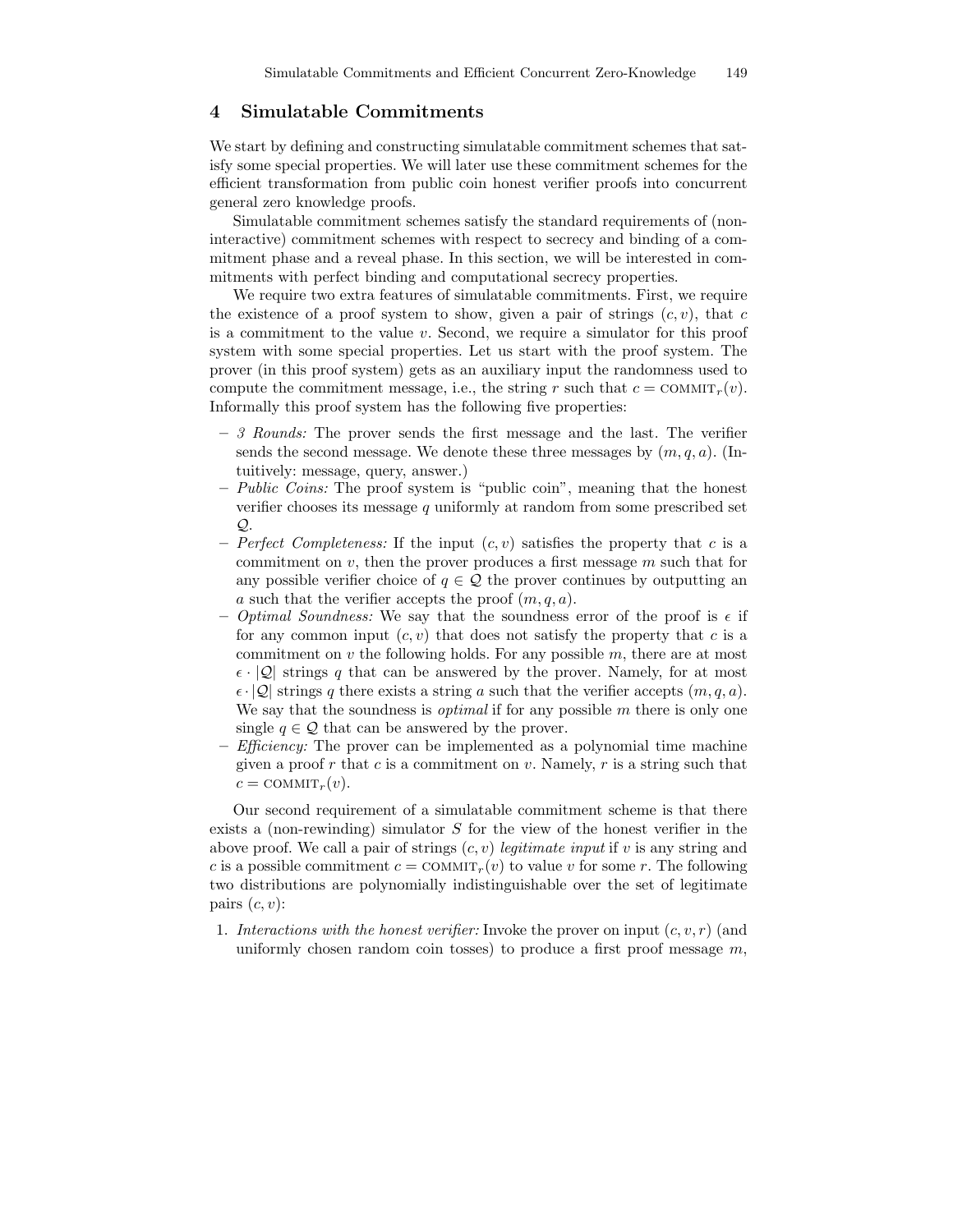## 4 Simulatable Commitments

We start by defining and constructing simulatable commitment schemes that satisfy some special properties. We will later use these commitment schemes for the efficient transformation from public coin honest verifier proofs into concurrent general zero knowledge proofs.

Simulatable commitment schemes satisfy the standard requirements of (non-interactive) commitment schemes with respect to secrecy and binding of a commitment phase and a reveal phase. In this section, we will be interested in commitments with perfect binding and computational secrecy properties.

We require two extra features of simulatable commitments. First, we require the existence of a proof system to show, given a pair of strings $(c, v)$, that $c$ is a commitment to the value $v$. Second, we require a simulator for this proof system with some special properties. Let us start with the proof system. The prover (in this proof system) gets as an auxiliary input the randomness used to compute the commitment message, i.e., the string $r$ such that $c = \text{COMMIT}_r(v)$. Informally this proof system has the following five properties:

- *3 Rounds:* The prover sends the first message and the last. The verifier sends the second message. We denote these three messages by $(m, q, a)$. (Intuitively: message, query, answer.)
- *Public Coins:* The proof system is "public coin", meaning that the honest verifier chooses its message $q$ uniformly at random from some prescribed set $\mathcal{Q}$.
- *Perfect Completeness:* If the input $(c, v)$ satisfies the property that $c$ is a commitment on $v$, then the prover produces a first message $m$ such that for any possible verifier choice of $q \in \mathcal{Q}$ the prover continues by outputting an $a$ such that the verifier accepts the proof $(m, q, a)$.
- *Optimal Soundness:* We say that the soundness error of the proof is $\epsilon$ if for any common input $(c, v)$ that does not satisfy the property that $c$ is a commitment on $v$ the following holds. For any possible $m$, there are at most $\epsilon \cdot |\mathcal{Q}|$ strings $q$ that can be answered by the prover. Namely, for at most $\epsilon \cdot |\mathcal{Q}|$ strings $q$ there exists a string $a$ such that the verifier accepts $(m, q, a)$. We say that the soundness is *optimal* if for any possible $m$ there is only one single $q \in \mathcal{Q}$ that can be answered by the prover.
- *Efficiency:* The prover can be implemented as a polynomial time machine given a proof $r$ that $c$ is a commitment on $v$. Namely, $r$ is a string such that $c = \text{COMMIT}_r(v)$.

Our second requirement of a simulatable commitment scheme is that there exists a (non-rewinding) simulator $S$ for the view of the honest verifier in the above proof. We call a pair of strings $(c, v)$ *legitimate input* if $v$ is any string and $c$ is a possible commitment $c = \text{COMMIT}_r(v)$ to value $v$ for some $r$. The following two distributions are polynomially indistinguishable over the set of legitimate pairs $(c, v)$:

1. *Interactions with the honest verifier:* Invoke the prover on input $(c, v, r)$ (and uniformly chosen random coin tosses) to produce a first proof message $m$,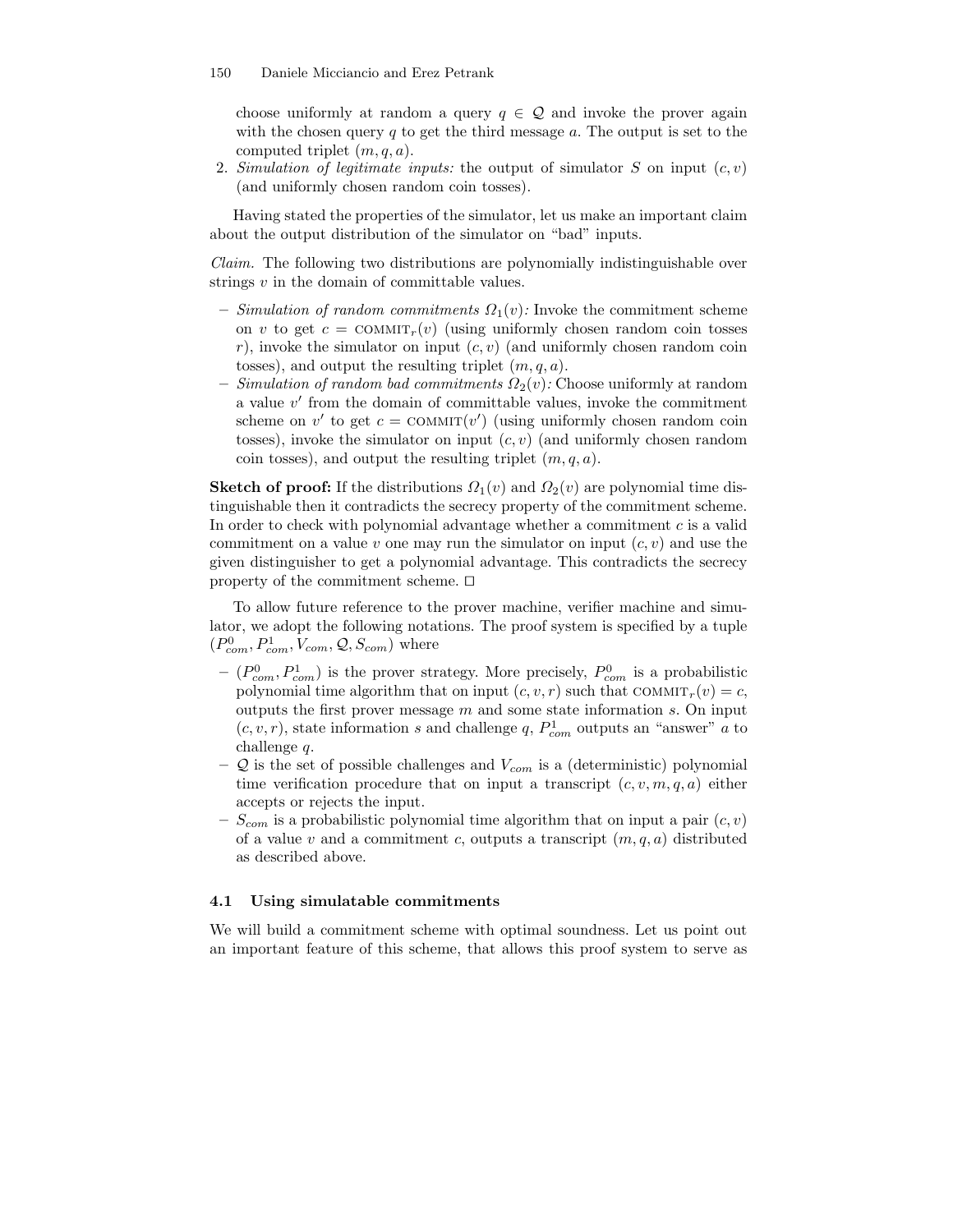choose uniformly at random a query $q \in \mathcal{Q}$ and invoke the prover again with the chosen query $q$ to get the third message $a$. The output is set to the computed triplet $(m, q, a)$.

2. *Simulation of legitimate inputs:* the output of simulator $S$ on input $(c, v)$ (and uniformly chosen random coin tosses).

Having stated the properties of the simulator, let us make an important claim about the output distribution of the simulator on "bad" inputs.

*Claim.* The following two distributions are polynomially indistinguishable over strings $v$ in the domain of committable values.

- *Simulation of random commitments $\Omega_1(v)$:* Invoke the commitment scheme on $v$ to get $c = \text{COMMIT}_r(v)$ (using uniformly chosen random coin tosses $r$), invoke the simulator on input $(c, v)$ (and uniformly chosen random coin tosses), and output the resulting triplet $(m, q, a)$.
- *Simulation of random bad commitments $\Omega_2(v)$:* Choose uniformly at random a value $v'$ from the domain of committable values, invoke the commitment scheme on $v'$ to get $c = \text{COMMIT}(v')$ (using uniformly chosen random coin tosses), invoke the simulator on input $(c, v)$ (and uniformly chosen random coin tosses), and output the resulting triplet $(m, q, a)$.

**Sketch of proof:** If the distributions $\Omega_1(v)$ and $\Omega_2(v)$ are polynomial time distinguishable then it contradicts the secrecy property of the commitment scheme. In order to check with polynomial advantage whether a commitment $c$ is a valid commitment on a value $v$ one may run the simulator on input $(c, v)$ and use the given distinguisher to get a polynomial advantage. This contradicts the secrecy property of the commitment scheme. □

To allow future reference to the prover machine, verifier machine and simulator, we adopt the following notations. The proof system is specified by a tuple $(P^0_{com}, P^1_{com}, V_{com}, \mathcal{Q}, S_{com})$ where

- $(P^0_{com}, P^1_{com})$ is the prover strategy. More precisely, $P^0_{com}$ is a probabilistic polynomial time algorithm that on input $(c, v, r)$ such that $\text{COMMIT}_r(v) = c$, outputs the first prover message $m$ and some state information $s$. On input $(c, v, r)$, state information $s$ and challenge $q$, $P^1_{com}$ outputs an "answer" $a$ to challenge $q$.
- $\mathcal{Q}$ is the set of possible challenges and $V_{com}$ is a (deterministic) polynomial time verification procedure that on input a transcript $(c, v, m, q, a)$ either accepts or rejects the input.
- $S_{com}$ is a probabilistic polynomial time algorithm that on input a pair $(c, v)$ of a value $v$ and a commitment $c$, outputs a transcript $(m, q, a)$ distributed as described above.

### 4.1 Using simulatable commitments

We will build a commitment scheme with optimal soundness. Let us point out an important feature of this scheme, that allows this proof system to serve as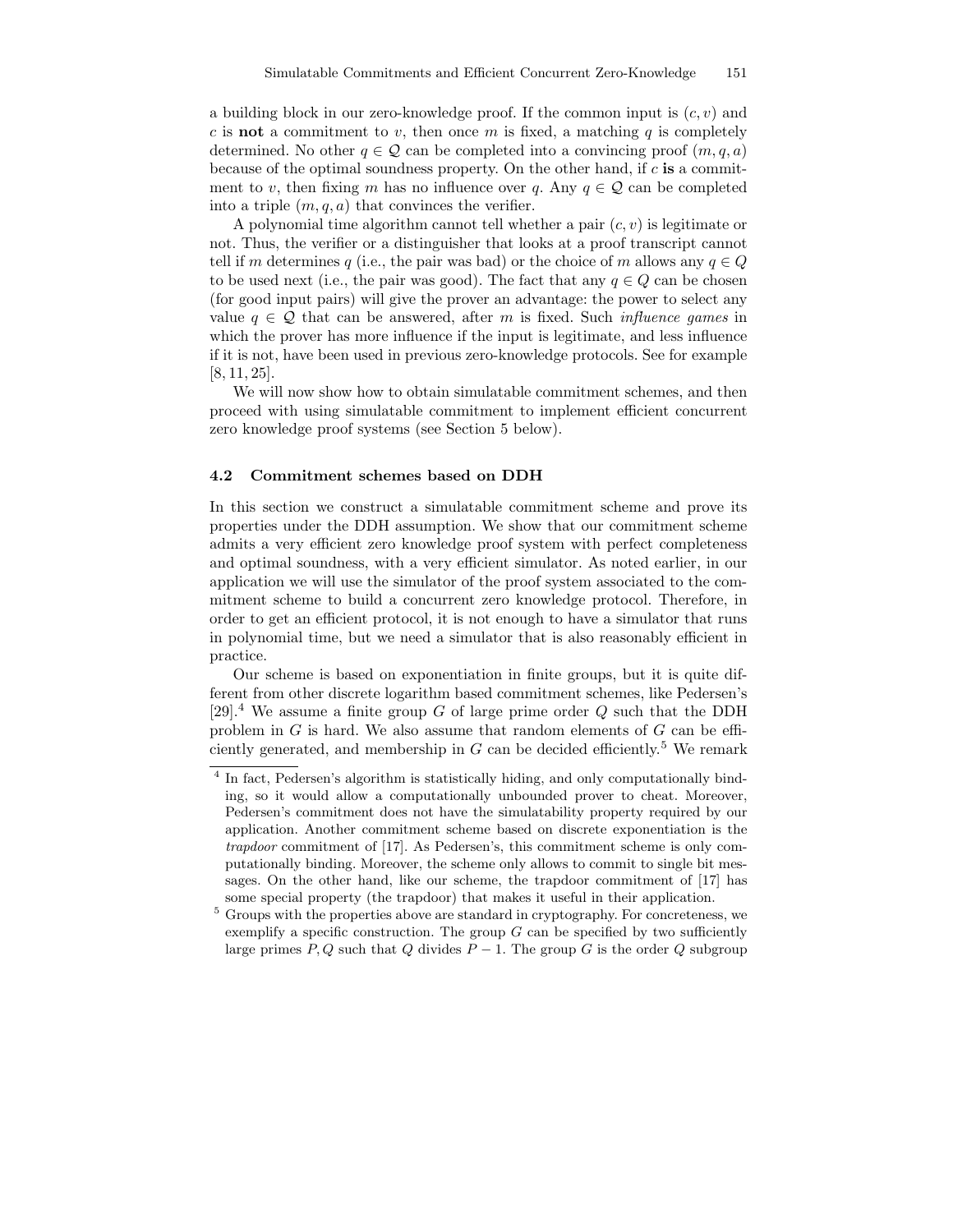a building block in our zero-knowledge proof. If the common input is $(c, v)$ and $c$ is **not** a commitment to $v$, then once $m$ is fixed, a matching $q$ is completely determined. No other $q \in \mathcal{Q}$ can be completed into a convincing proof $(m, q, a)$ because of the optimal soundness property. On the other hand, if $c$ **is** a commitment to $v$, then fixing $m$ has no influence over $q$. Any $q \in \mathcal{Q}$ can be completed into a triple $(m, q, a)$ that convinces the verifier.

A polynomial time algorithm cannot tell whether a pair $(c, v)$ is legitimate or not. Thus, the verifier or a distinguisher that looks at a proof transcript cannot tell if $m$ determines $q$ (i.e., the pair was bad) or the choice of $m$ allows any $q \in Q$ to be used next (i.e., the pair was good). The fact that any $q \in Q$ can be chosen (for good input pairs) will give the prover an advantage: the power to select any value $q \in \mathcal{Q}$ that can be answered, after $m$ is fixed. Such *influence games* in which the prover has more influence if the input is legitimate, and less influence if it is not, have been used in previous zero-knowledge protocols. See for example [8, 11, 25].

We will now show how to obtain simulatable commitment schemes, and then proceed with using simulatable commitment to implement efficient concurrent zero knowledge proof systems (see Section 5 below).

### 4.2 Commitment schemes based on DDH

In this section we construct a simulatable commitment scheme and prove its properties under the DDH assumption. We show that our commitment scheme admits a very efficient zero knowledge proof system with perfect completeness and optimal soundness, with a very efficient simulator. As noted earlier, in our application we will use the simulator of the proof system associated to the commitment scheme to build a concurrent zero knowledge protocol. Therefore, in order to get an efficient protocol, it is not enough to have a simulator that runs in polynomial time, but we need a simulator that is also reasonably efficient in practice.

Our scheme is based on exponentiation in finite groups, but it is quite different from other discrete logarithm based commitment schemes, like Pedersen's [29].[4] We assume a finite group $G$ of large prime order $Q$ such that the DDH problem in $G$ is hard. We also assume that random elements of $G$ can be efficiently generated, and membership in $G$ can be decided efficiently.[5] We remark

---

[4] In fact, Pedersen's algorithm is statistically hiding, and only computationally binding, so it would allow a computationally unbounded prover to cheat. Moreover, Pedersen's commitment does not have the simulatability property required by our application. Another commitment scheme based on discrete exponentiation is the *trapdoor* commitment of [17]. As Pedersen's, this commitment scheme is only computationally binding. Moreover, the scheme only allows to commit to single bit messages. On the other hand, like our scheme, the trapdoor commitment of [17] has some special property (the trapdoor) that makes it useful in their application.

[5] Groups with the properties above are standard in cryptography. For concreteness, we exemplify a specific construction. The group $G$ can be specified by two sufficiently large primes $P, Q$ such that $Q$ divides $P - 1$. The group $G$ is the order $Q$ subgroup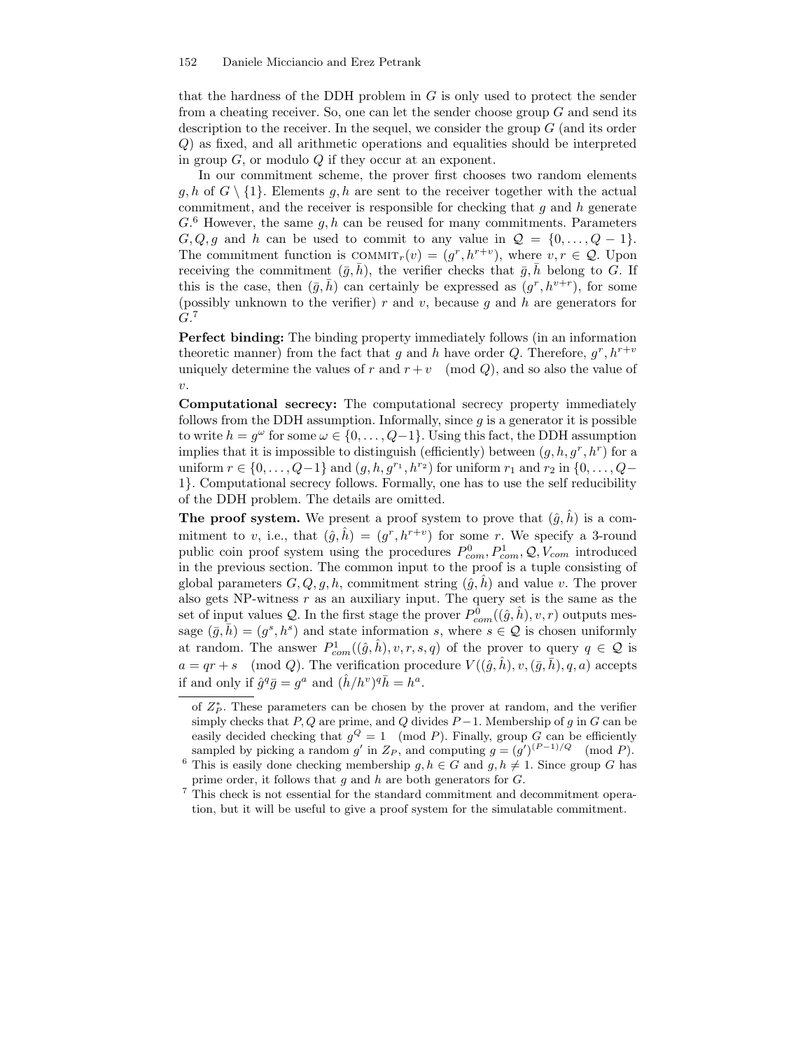that the hardness of the DDH problem in $G$ is only used to protect the sender from a cheating receiver. So, one can let the sender choose group $G$ and send its description to the receiver. In the sequel, we consider the group $G$ (and its order $Q$) as fixed, and all arithmetic operations and equalities should be interpreted in group $G$, or modulo $Q$ if they occur at an exponent.

In our commitment scheme, the prover first chooses two random elements $g, h$ of $G \setminus \{1\}$. Elements $g, h$ are sent to the receiver together with the actual commitment, and the receiver is responsible for checking that $g$ and $h$ generate $G$.[6] However, the same $g, h$ can be reused for many commitments. Parameters $G, Q, g$ and $h$ can be used to commit to any value in $\mathcal{Q} = \{0, \ldots, Q-1\}$. The commitment function is $\text{COMMIT}_r(v) = (g^r, h^{r+v})$, where $v, r \in \mathcal{Q}$. Upon receiving the commitment $(\bar{g}, \bar{h})$, the verifier checks that $\bar{g}, \bar{h}$ belong to $G$. If this is the case, then $(\bar{g}, \bar{h})$ can certainly be expressed as $(g^r, h^{v+r})$, for some (possibly unknown to the verifier) $r$ and $v$, because $g$ and $h$ are generators for $G$.[7]

**Perfect binding:** The binding property immediately follows (in an information theoretic manner) from the fact that $g$ and $h$ have order $Q$. Therefore, $g^r, h^{r+v}$ uniquely determine the values of $r$ and $r + v \pmod{Q}$, and so also the value of $v$.

**Computational secrecy:** The computational secrecy property immediately follows from the DDH assumption. Informally, since $g$ is a generator it is possible to write $h = g^\omega$ for some $\omega \in \{0, \ldots, Q-1\}$. Using this fact, the DDH assumption implies that it is impossible to distinguish (efficiently) between $(g, h, g^r, h^r)$ for a uniform $r \in \{0, \ldots, Q-1\}$ and $(g, h, g^{r_1}, h^{r_2})$ for uniform $r_1$ and $r_2$ in $\{0, \ldots, Q-1\}$. Computational secrecy follows. Formally, one has to use the self reducibility of the DDH problem. The details are omitted.

**The proof system.** We present a proof system to prove that $(\hat{g}, \hat{h})$ is a commitment to $v$, i.e., that $(\hat{g}, \hat{h}) = (g^r, h^{r+v})$ for some $r$. We specify a 3-round public coin proof system using the procedures $P^0_{com}, P^1_{com}, \mathcal{Q}, V_{com}$ introduced in the previous section. The common input to the proof is a tuple consisting of global parameters $G, Q, g, h$, commitment string $(\hat{g}, \hat{h})$ and value $v$. The prover also gets NP-witness $r$ as an auxiliary input. The query set is the same as the set of input values $\mathcal{Q}$. In the first stage the prover $P^0_{com}((\hat{g}, \hat{h}), v, r)$ outputs message $(\bar{g}, \bar{h}) = (g^s, h^s)$ and state information $s$, where $s \in \mathcal{Q}$ is chosen uniformly at random. The answer $P^1_{com}((\hat{g}, \hat{h}), v, r, s, q)$ of the prover to query $q \in \mathcal{Q}$ is $a = qr + s \pmod{Q}$. The verification procedure $V((\hat{g}, \hat{h}), v, (\bar{g}, \bar{h}), q, a)$ accepts if and only if $\hat{g}^q \bar{g} = g^a$ and $(\hat{h}/h^v)^q \bar{h} = h^a$.

---

of $Z^*_P$. These parameters can be chosen by the prover at random, and the verifier simply checks that $P, Q$ are prime, and $Q$ divides $P-1$. Membership of $g$ in $G$ can be easily decided checking that $g^Q = 1 \pmod{P}$. Finally, group $G$ can be efficiently sampled by picking a random $g'$ in $Z_P$, and computing $g = (g')^{(P-1)/Q} \pmod{P}$.

[6] This is easily done checking membership $g, h \in G$ and $g, h \neq 1$. Since group $G$ has prime order, it follows that $g$ and $h$ are both generators for $G$.

[7] This check is not essential for the standard commitment and decommitment operation, but it will be useful to give a proof system for the simulatable commitment.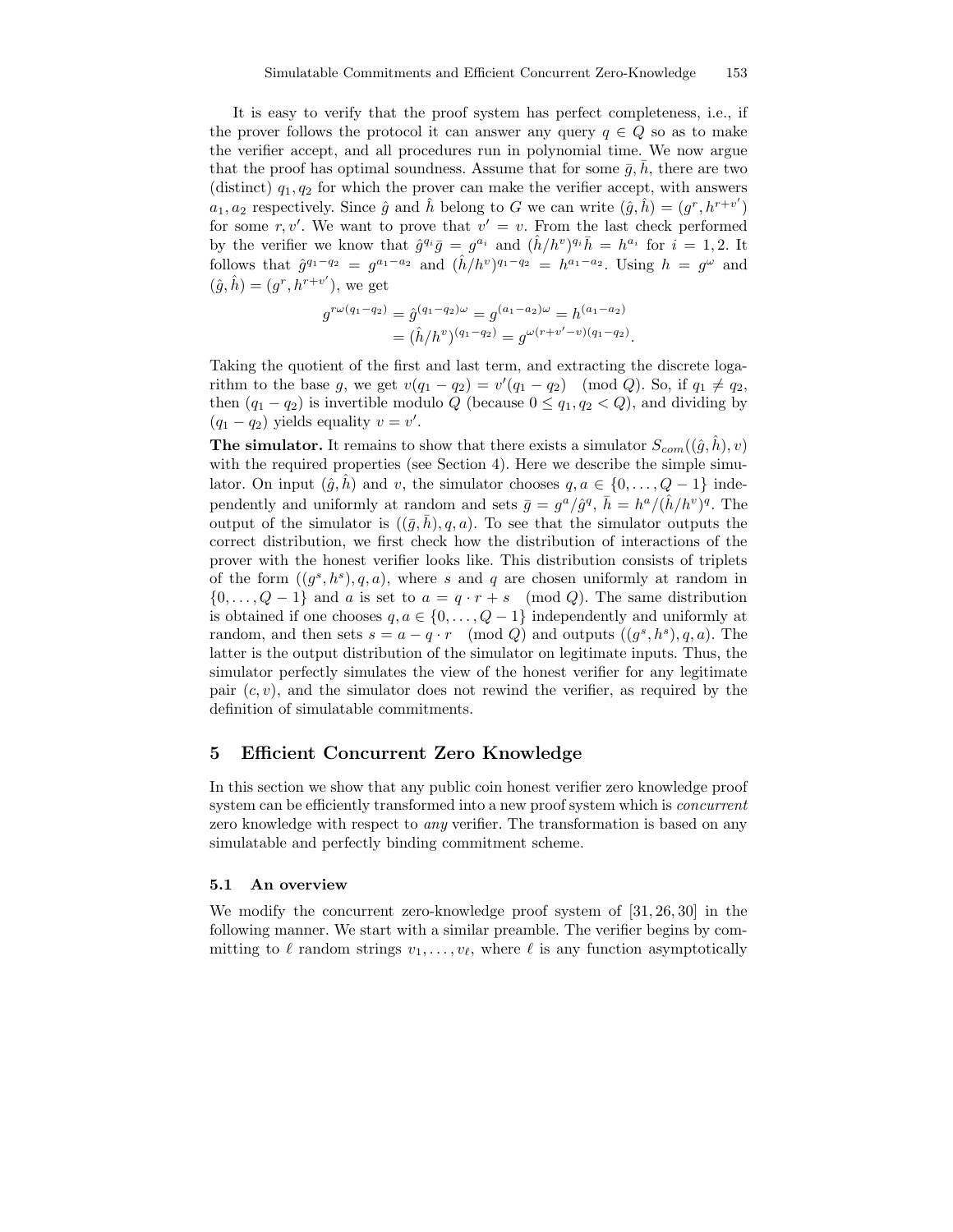It is easy to verify that the proof system has perfect completeness, i.e., if the prover follows the protocol it can answer any query $q \in Q$ so as to make the verifier accept, and all procedures run in polynomial time. We now argue that the proof has optimal soundness. Assume that for some $\bar{g}, \bar{h}$, there are two (distinct) $q_1, q_2$ for which the prover can make the verifier accept, with answers $a_1, a_2$ respectively. Since $\hat{g}$ and $\hat{h}$ belong to $G$ we can write $(\hat{g}, \hat{h}) = (g^r, h^{r+v'})$ for some $r, v'$. We want to prove that $v' = v$. From the last check performed by the verifier we know that $\hat{g}^{q_i}\bar{g} = g^{a_i}$ and $(\hat{h}/h^v)^{q_i}\bar{h} = h^{a_i}$ for $i = 1, 2$. It follows that $\hat{g}^{q_1-q_2} = g^{a_1-a_2}$ and $(\hat{h}/h^v)^{q_1-q_2} = h^{a_1-a_2}$. Using $h = g^\omega$ and $(\hat{g}, \hat{h}) = (g^r, h^{r+v'})$, we get

$$
\begin{aligned}
g^{r\omega(q_1-q_2)} = \hat{g}^{(q_1-q_2)\omega} &= g^{(a_1-a_2)\omega} = h^{(a_1-a_2)} \\
&= (\hat{h}/h^v)^{(q_1-q_2)} = g^{\omega(r+v'-v)(q_1-q_2)}.
\end{aligned}
$$

Taking the quotient of the first and last term, and extracting the discrete logarithm to the base $g$, we get $v(q_1 - q_2) = v'(q_1 - q_2) \pmod{Q}$. So, if $q_1 \neq q_2$, then $(q_1 - q_2)$ is invertible modulo $Q$ (because $0 \leq q_1, q_2 < Q$), and dividing by $(q_1 - q_2)$ yields equality $v = v'$.

**The simulator.** It remains to show that there exists a simulator $S_{com}((\hat{g}, \hat{h}), v)$ with the required properties (see Section 4). Here we describe the simple simulator. On input $(\hat{g}, \hat{h})$ and $v$, the simulator chooses $q, a \in \{0, \ldots, Q-1\}$ independently and uniformly at random and sets $\bar{g} = g^a/\hat{g}^q$, $\bar{h} = h^a/(\hat{h}/h^v)^q$. The output of the simulator is $((\bar{g}, \bar{h}), q, a)$. To see that the simulator outputs the correct distribution, we first check how the distribution of interactions of the prover with the honest verifier looks like. This distribution consists of triplets of the form $((g^s, h^s), q, a)$, where $s$ and $q$ are chosen uniformly at random in $\{0, \ldots, Q-1\}$ and $a$ is set to $a = q \cdot r + s \pmod{Q}$. The same distribution is obtained if one chooses $q, a \in \{0, \ldots, Q-1\}$ independently and uniformly at random, and then sets $s = a - q \cdot r \pmod{Q}$ and outputs $((g^s, h^s), q, a)$. The latter is the output distribution of the simulator on legitimate inputs. Thus, the simulator perfectly simulates the view of the honest verifier for any legitimate pair $(c, v)$, and the simulator does not rewind the verifier, as required by the definition of simulatable commitments.

## 5 Efficient Concurrent Zero Knowledge

In this section we show that any public coin honest verifier zero knowledge proof system can be efficiently transformed into a new proof system which is *concurrent* zero knowledge with respect to *any* verifier. The transformation is based on any simulatable and perfectly binding commitment scheme.

### 5.1 An overview

We modify the concurrent zero-knowledge proof system of [31, 26, 30] in the following manner. We start with a similar preamble. The verifier begins by committing to $\ell$ random strings $v_1, \ldots, v_\ell$, where $\ell$ is any function asymptotically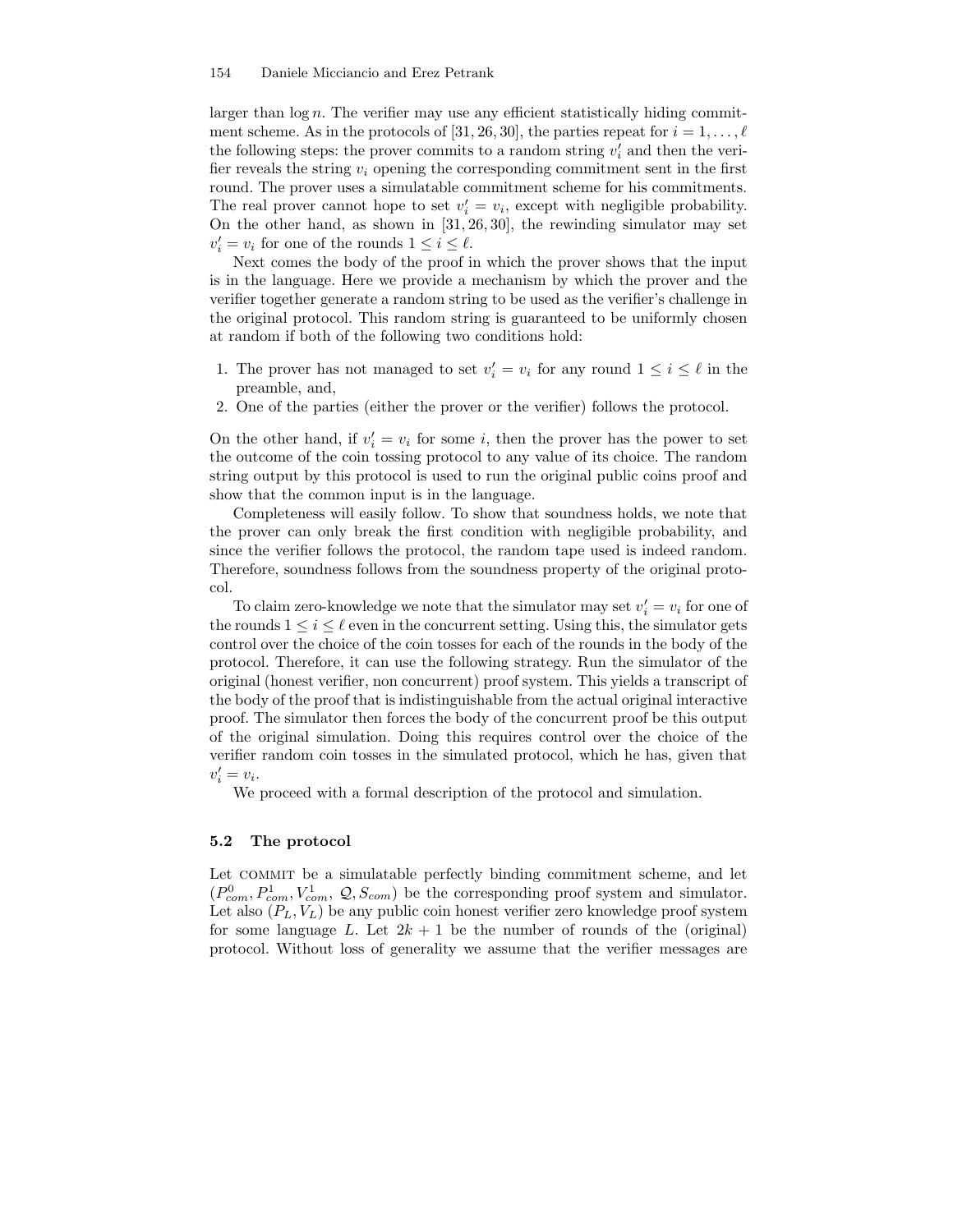larger than $\log n$. The verifier may use any efficient statistically hiding commitment scheme. As in the protocols of [31, 26, 30], the parties repeat for $i = 1, \ldots, \ell$ the following steps: the prover commits to a random string $v'_i$ and then the verifier reveals the string $v_i$ opening the corresponding commitment sent in the first round. The prover uses a simulatable commitment scheme for his commitments. The real prover cannot hope to set $v'_i = v_i$, except with negligible probability. On the other hand, as shown in [31, 26, 30], the rewinding simulator may set $v'_i = v_i$ for one of the rounds $1 \leq i \leq \ell$.

Next comes the body of the proof in which the prover shows that the input is in the language. Here we provide a mechanism by which the prover and the verifier together generate a random string to be used as the verifier's challenge in the original protocol. This random string is guaranteed to be uniformly chosen at random if both of the following two conditions hold:

1. The prover has not managed to set $v'_i = v_i$ for any round $1 \leq i \leq \ell$ in the preamble, and,
2. One of the parties (either the prover or the verifier) follows the protocol.

On the other hand, if $v'_i = v_i$ for some $i$, then the prover has the power to set the outcome of the coin tossing protocol to any value of its choice. The random string output by this protocol is used to run the original public coins proof and show that the common input is in the language.

Completeness will easily follow. To show that soundness holds, we note that the prover can only break the first condition with negligible probability, and since the verifier follows the protocol, the random tape used is indeed random. Therefore, soundness follows from the soundness property of the original protocol.

To claim zero-knowledge we note that the simulator may set $v'_i = v_i$ for one of the rounds $1 \leq i \leq \ell$ even in the concurrent setting. Using this, the simulator gets control over the choice of the coin tosses for each of the rounds in the body of the protocol. Therefore, it can use the following strategy. Run the simulator of the original (honest verifier, non concurrent) proof system. This yields a transcript of the body of the proof that is indistinguishable from the actual original interactive proof. The simulator then forces the body of the concurrent proof be this output of the original simulation. Doing this requires control over the choice of the verifier random coin tosses in the simulated protocol, which he has, given that $v'_i = v_i$.

We proceed with a formal description of the protocol and simulation.

### 5.2 The protocol

Let COMMIT be a simulatable perfectly binding commitment scheme, and let $(P^0_{com}, P^1_{com}, V^1_{com}, \mathcal{Q}, S_{com})$ be the corresponding proof system and simulator. Let also $(P_L, V_L)$ be any public coin honest verifier zero knowledge proof system for some language $L$. Let $2k+1$ be the number of rounds of the (original) protocol. Without loss of generality we assume that the verifier messages are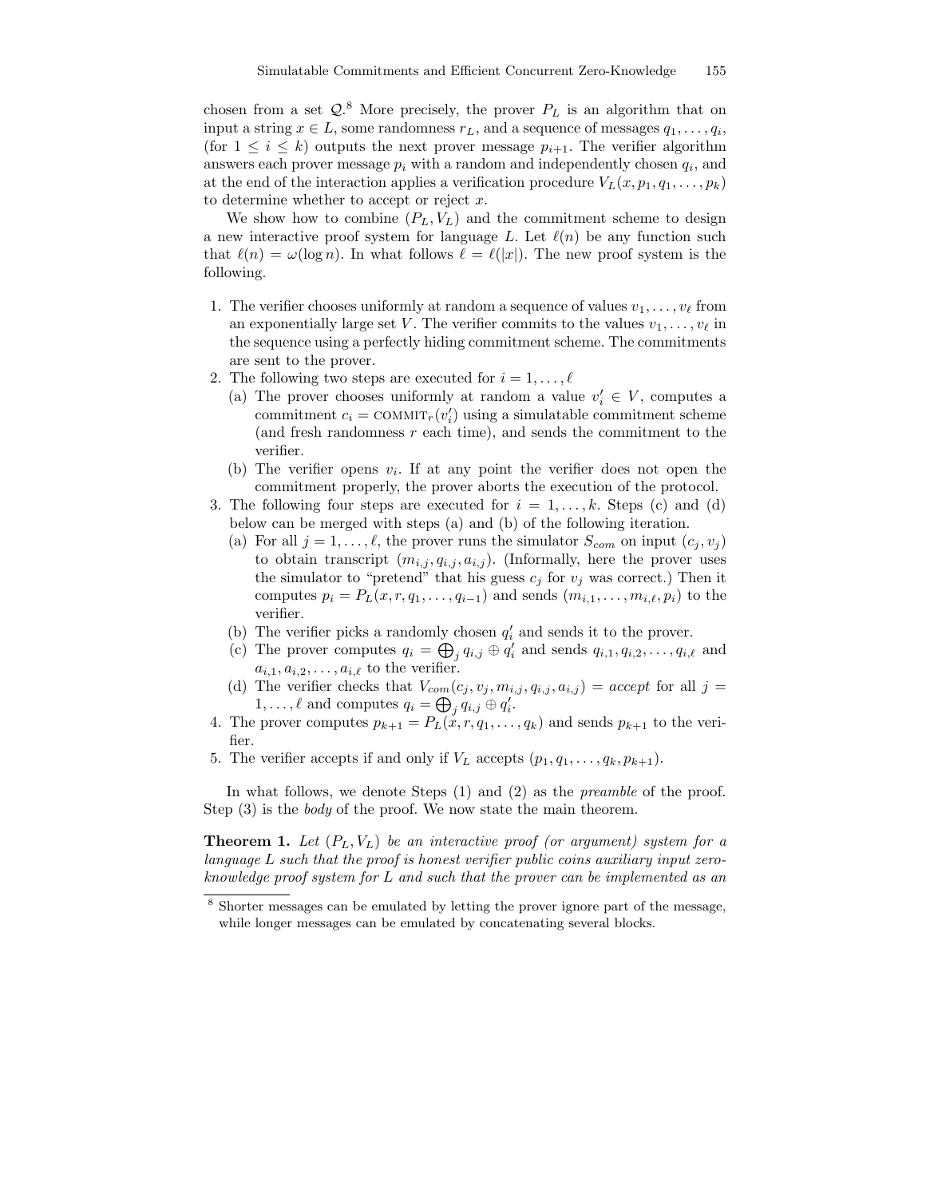chosen from a set $\mathcal{Q}$.[8] More precisely, the prover $P_L$ is an algorithm that on input a string $x \in L$, some randomness $r_L$, and a sequence of messages $q_1, \ldots, q_i$, (for $1 \leq i \leq k$) outputs the next prover message $p_{i+1}$. The verifier algorithm answers each prover message $p_i$ with a random and independently chosen $q_i$, and at the end of the interaction applies a verification procedure $V_L(x, p_1, q_1, \ldots, p_k)$ to determine whether to accept or reject $x$.

We show how to combine $(P_L, V_L)$ and the commitment scheme to design a new interactive proof system for language $L$. Let $\ell(n)$ be any function such that $\ell(n) = \omega(\log n)$. In what follows $\ell = \ell(|x|)$. The new proof system is the following.

1. The verifier chooses uniformly at random a sequence of values $v_1, \ldots, v_\ell$ from an exponentially large set $V$. The verifier commits to the values $v_1, \ldots, v_\ell$ in the sequence using a perfectly hiding commitment scheme. The commitments are sent to the prover.
2. The following two steps are executed for $i = 1, \ldots, \ell$
   (a) The prover chooses uniformly at random a value $v'_i \in V$, computes a commitment $c_i = \text{COMMIT}_r(v'_i)$ using a simulatable commitment scheme (and fresh randomness $r$ each time), and sends the commitment to the verifier.
   (b) The verifier opens $v_i$. If at any point the verifier does not open the commitment properly, the prover aborts the execution of the protocol.
3. The following four steps are executed for $i = 1, \ldots, k$. Steps (c) and (d) below can be merged with steps (a) and (b) of the following iteration.
   (a) For all $j = 1, \ldots, \ell$, the prover runs the simulator $S_{com}$ on input $(c_j, v_j)$ to obtain transcript $(m_{i,j}, q_{i,j}, a_{i,j})$. (Informally, here the prover uses the simulator to "pretend" that his guess $c_j$ for $v_j$ was correct.) Then it computes $p_i = P_L(x, r, q_1, \ldots, q_{i-1})$ and sends $(m_{i,1}, \ldots, m_{i,\ell}, p_i)$ to the verifier.
   (b) The verifier picks a randomly chosen $q'_i$ and sends it to the prover.
   (c) The prover computes $q_i = \bigoplus_j q_{i,j} \oplus q'_i$ and sends $q_{i,1}, q_{i,2}, \ldots, q_{i,\ell}$ and $a_{i,1}, a_{i,2}, \ldots, a_{i,\ell}$ to the verifier.
   (d) The verifier checks that $V_{com}(c_j, v_j, m_{i,j}, q_{i,j}, a_{i,j}) = accept$ for all $j = 1, \ldots, \ell$ and computes $q_i = \bigoplus_j q_{i,j} \oplus q'_i$.
4. The prover computes $p_{k+1} = P_L(x, r, q_1, \ldots, q_k)$ and sends $p_{k+1}$ to the verifier.
5. The verifier accepts if and only if $V_L$ accepts $(p_1, q_1, \ldots, q_k, p_{k+1})$.

In what follows, we denote Steps (1) and (2) as the *preamble* of the proof. Step (3) is the *body* of the proof. We now state the main theorem.

**Theorem 1.** *Let $(P_L, V_L)$ be an interactive proof (or argument) system for a language $L$ such that the proof is honest verifier public coins auxiliary input zero-knowledge proof system for $L$ and such that the prover can be implemented as an*

[8] Shorter messages can be emulated by letting the prover ignore part of the message, while longer messages can be emulated by concatenating several blocks.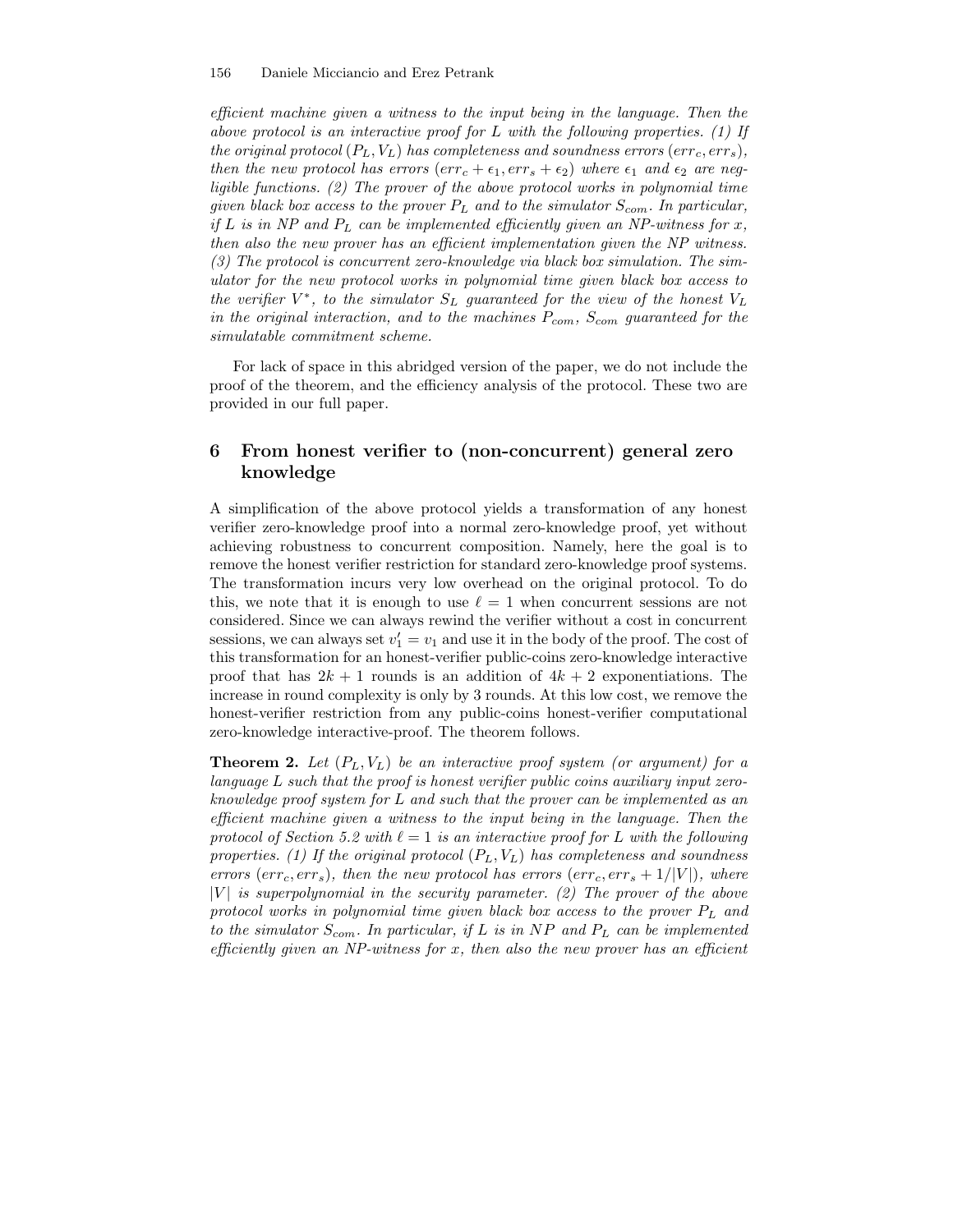*efficient machine given a witness to the input being in the language. Then the above protocol is an interactive proof for L with the following properties. (1) If the original protocol $(P_L, V_L)$ has completeness and soundness errors $(err_c, err_s)$, then the new protocol has errors $(err_c + \epsilon_1, err_s + \epsilon_2)$ where $\epsilon_1$ and $\epsilon_2$ are negligible functions. (2) The prover of the above protocol works in polynomial time given black box access to the prover $P_L$ and to the simulator $S_{com}$. In particular, if L is in NP and $P_L$ can be implemented efficiently given an NP-witness for x, then also the new prover has an efficient implementation given the NP witness. (3) The protocol is concurrent zero-knowledge via black box simulation. The simulator for the new protocol works in polynomial time given black box access to the verifier $V^*$, to the simulator $S_L$ guaranteed for the view of the honest $V_L$ in the original interaction, and to the machines $P_{com}$, $S_{com}$ guaranteed for the simulatable commitment scheme.*

For lack of space in this abridged version of the paper, we do not include the proof of the theorem, and the efficiency analysis of the protocol. These two are provided in our full paper.

## 6 From honest verifier to (non-concurrent) general zero knowledge

A simplification of the above protocol yields a transformation of any honest verifier zero-knowledge proof into a normal zero-knowledge proof, yet without achieving robustness to concurrent composition. Namely, here the goal is to remove the honest verifier restriction for standard zero-knowledge proof systems. The transformation incurs very low overhead on the original protocol. To do this, we note that it is enough to use $\ell = 1$ when concurrent sessions are not considered. Since we can always rewind the verifier without a cost in concurrent sessions, we can always set $v_1' = v_1$ and use it in the body of the proof. The cost of this transformation for an honest-verifier public-coins zero-knowledge interactive proof that has $2k + 1$ rounds is an addition of $4k + 2$ exponentiations. The increase in round complexity is only by 3 rounds. At this low cost, we remove the honest-verifier restriction from any public-coins honest-verifier computational zero-knowledge interactive-proof. The theorem follows.

**Theorem 2.** *Let $(P_L, V_L)$ be an interactive proof system (or argument) for a language L such that the proof is honest verifier public coins auxiliary input zero-knowledge proof system for L and such that the prover can be implemented as an efficient machine given a witness to the input being in the language. Then the protocol of Section 5.2 with $\ell = 1$ is an interactive proof for L with the following properties. (1) If the original protocol $(P_L, V_L)$ has completeness and soundness errors $(err_c, err_s)$, then the new protocol has errors $(err_c, err_s + 1/|V|)$, where $|V|$ is superpolynomial in the security parameter. (2) The prover of the above protocol works in polynomial time given black box access to the prover $P_L$ and to the simulator $S_{com}$. In particular, if L is in NP and $P_L$ can be implemented efficiently given an NP-witness for x, then also the new prover has an efficient*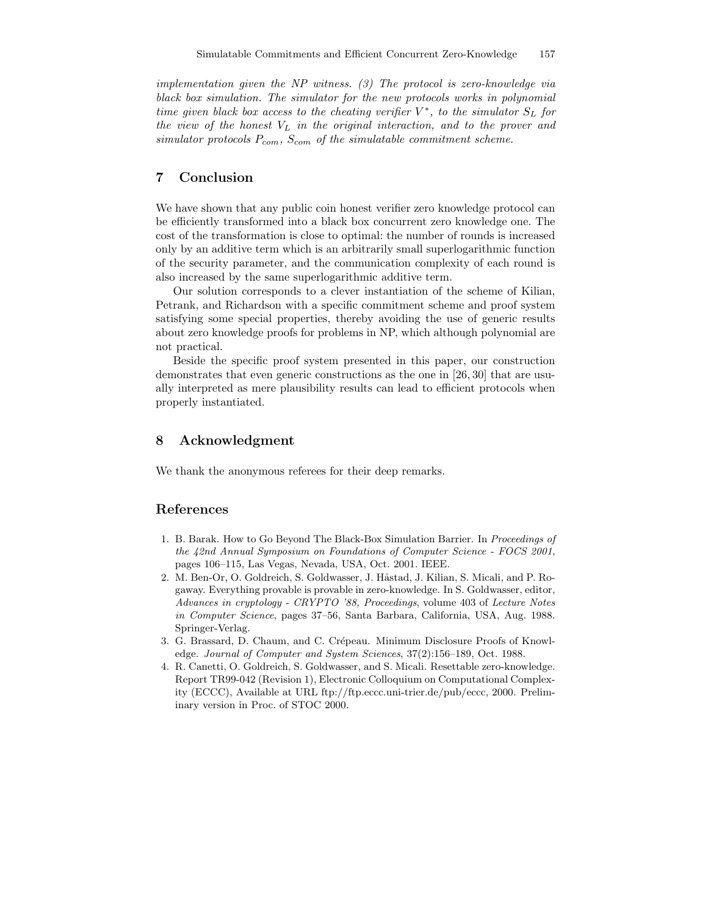*implementation given the NP witness. (3) The protocol is zero-knowledge via black box simulation. The simulator for the new protocols works in polynomial time given black box access to the cheating verifier $V^*$, to the simulator $S_L$ for the view of the honest $V_L$ in the original interaction, and to the prover and simulator protocols $P_{com}$, $S_{com}$ of the simulatable commitment scheme.*

## 7 Conclusion

We have shown that any public coin honest verifier zero knowledge protocol can be efficiently transformed into a black box concurrent zero knowledge one. The cost of the transformation is close to optimal: the number of rounds is increased only by an additive term which is an arbitrarily small superlogarithmic function of the security parameter, and the communication complexity of each round is also increased by the same superlogarithmic additive term.

Our solution corresponds to a clever instantiation of the scheme of Kilian, Petrank, and Richardson with a specific commitment scheme and proof system satisfying some special properties, thereby avoiding the use of generic results about zero knowledge proofs for problems in NP, which although polynomial are not practical.

Beside the specific proof system presented in this paper, our construction demonstrates that even generic constructions as the one in [26, 30] that are usually interpreted as mere plausibility results can lead to efficient protocols when properly instantiated.

## 8 Acknowledgment

We thank the anonymous referees for their deep remarks.

## References

1. B. Barak. How to Go Beyond The Black-Box Simulation Barrier. In *Proceedings of the 42nd Annual Symposium on Foundations of Computer Science - FOCS 2001*, pages 106–115, Las Vegas, Nevada, USA, Oct. 2001. IEEE.
2. M. Ben-Or, O. Goldreich, S. Goldwasser, J. Håstad, J. Kilian, S. Micali, and P. Rogaway. Everything provable is provable in zero-knowledge. In S. Goldwasser, editor, *Advances in cryptology - CRYPTO '88, Proceedings*, volume 403 of *Lecture Notes in Computer Science*, pages 37–56, Santa Barbara, California, USA, Aug. 1988. Springer-Verlag.
3. G. Brassard, D. Chaum, and C. Crépeau. Minimum Disclosure Proofs of Knowledge. *Journal of Computer and System Sciences*, 37(2):156–189, Oct. 1988.
4. R. Canetti, O. Goldreich, S. Goldwasser, and S. Micali. Resettable zero-knowledge. Report TR99-042 (Revision 1), Electronic Colloquium on Computational Complexity (ECCC), Available at URL ftp://ftp.eccc.uni-trier.de/pub/eccc, 2000. Preliminary version in Proc. of STOC 2000.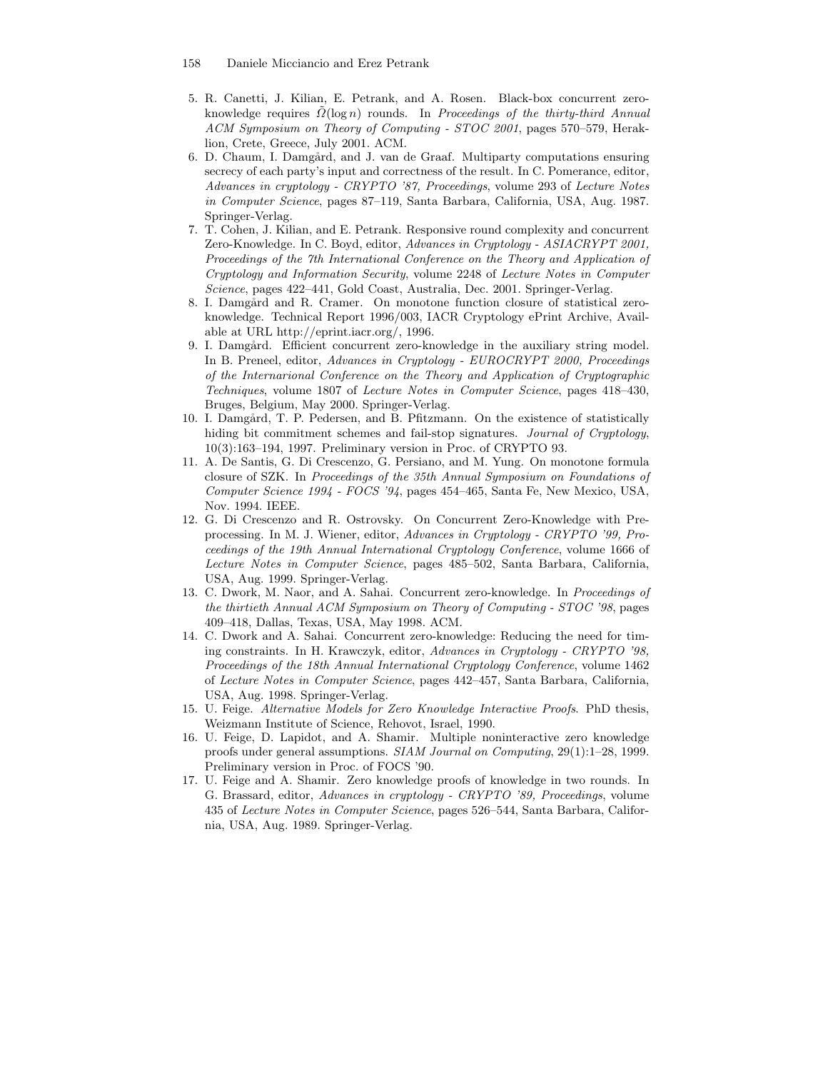5. R. Canetti, J. Kilian, E. Petrank, and A. Rosen. Black-box concurrent zero-knowledge requires $\tilde{\Omega}(\log n)$ rounds. In *Proceedings of the thirty-third Annual ACM Symposium on Theory of Computing - STOC 2001*, pages 570–579, Heraklion, Crete, Greece, July 2001. ACM.
6. D. Chaum, I. Damgård, and J. van de Graaf. Multiparty computations ensuring secrecy of each party's input and correctness of the result. In C. Pomerance, editor, *Advances in cryptology - CRYPTO '87, Proceedings*, volume 293 of *Lecture Notes in Computer Science*, pages 87–119, Santa Barbara, California, USA, Aug. 1987. Springer-Verlag.
7. T. Cohen, J. Kilian, and E. Petrank. Responsive round complexity and concurrent Zero-Knowledge. In C. Boyd, editor, *Advances in Cryptology - ASIACRYPT 2001, Proceedings of the 7th International Conference on the Theory and Application of Cryptology and Information Security*, volume 2248 of *Lecture Notes in Computer Science*, pages 422–441, Gold Coast, Australia, Dec. 2001. Springer-Verlag.
8. I. Damgård and R. Cramer. On monotone function closure of statistical zero-knowledge. Technical Report 1996/003, IACR Cryptology ePrint Archive, Available at URL http://eprint.iacr.org/, 1996.
9. I. Damgård. Efficient concurrent zero-knowledge in the auxiliary string model. In B. Preneel, editor, *Advances in Cryptology - EUROCRYPT 2000, Proceedings of the Internarional Conference on the Theory and Application of Cryptographic Techniques*, volume 1807 of *Lecture Notes in Computer Science*, pages 418–430, Bruges, Belgium, May 2000. Springer-Verlag.
10. I. Damgård, T. P. Pedersen, and B. Pfitzmann. On the existence of statistically hiding bit commitment schemes and fail-stop signatures. *Journal of Cryptology*, 10(3):163–194, 1997. Preliminary version in Proc. of CRYPTO 93.
11. A. De Santis, G. Di Crescenzo, G. Persiano, and M. Yung. On monotone formula closure of SZK. In *Proceedings of the 35th Annual Symposium on Foundations of Computer Science 1994 - FOCS '94*, pages 454–465, Santa Fe, New Mexico, USA, Nov. 1994. IEEE.
12. G. Di Crescenzo and R. Ostrovsky. On Concurrent Zero-Knowledge with Preprocessing. In M. J. Wiener, editor, *Advances in Cryptology - CRYPTO '99, Proceedings of the 19th Annual International Cryptology Conference*, volume 1666 of *Lecture Notes in Computer Science*, pages 485–502, Santa Barbara, California, USA, Aug. 1999. Springer-Verlag.
13. C. Dwork, M. Naor, and A. Sahai. Concurrent zero-knowledge. In *Proceedings of the thirtieth Annual ACM Symposium on Theory of Computing - STOC '98*, pages 409–418, Dallas, Texas, USA, May 1998. ACM.
14. C. Dwork and A. Sahai. Concurrent zero-knowledge: Reducing the need for timing constraints. In H. Krawczyk, editor, *Advances in Cryptology - CRYPTO '98, Proceedings of the 18th Annual International Cryptology Conference*, volume 1462 of *Lecture Notes in Computer Science*, pages 442–457, Santa Barbara, California, USA, Aug. 1998. Springer-Verlag.
15. U. Feige. *Alternative Models for Zero Knowledge Interactive Proofs*. PhD thesis, Weizmann Institute of Science, Rehovot, Israel, 1990.
16. U. Feige, D. Lapidot, and A. Shamir. Multiple noninteractive zero knowledge proofs under general assumptions. *SIAM Journal on Computing*, 29(1):1–28, 1999. Preliminary version in Proc. of FOCS '90.
17. U. Feige and A. Shamir. Zero knowledge proofs of knowledge in two rounds. In G. Brassard, editor, *Advances in cryptology - CRYPTO '89, Proceedings*, volume 435 of *Lecture Notes in Computer Science*, pages 526–544, Santa Barbara, California, USA, Aug. 1989. Springer-Verlag.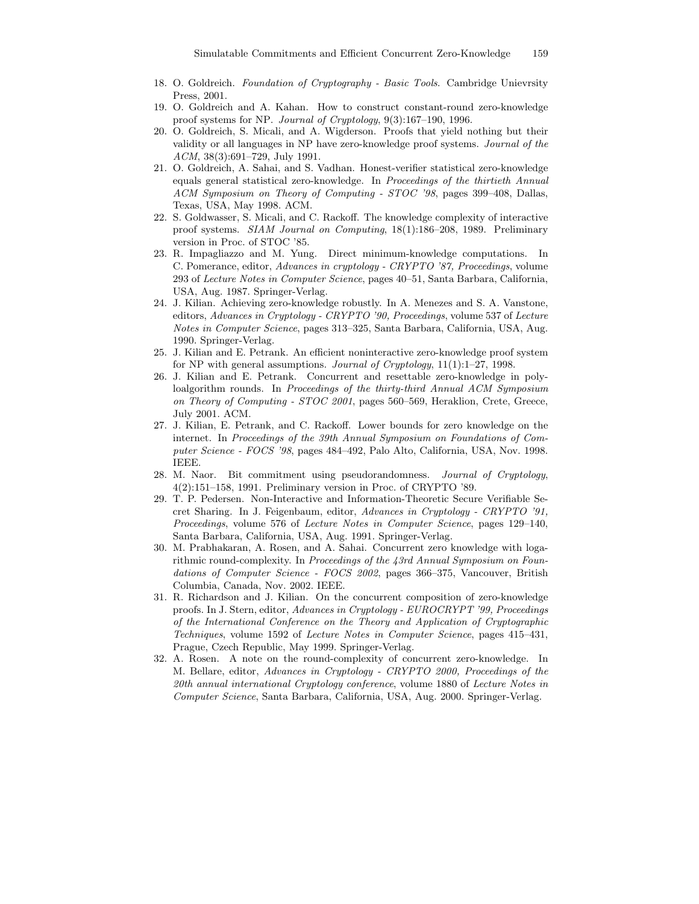18. O. Goldreich. *Foundation of Cryptography - Basic Tools*. Cambridge Unievrsity Press, 2001.
19. O. Goldreich and A. Kahan. How to construct constant-round zero-knowledge proof systems for NP. *Journal of Cryptology*, 9(3):167–190, 1996.
20. O. Goldreich, S. Micali, and A. Wigderson. Proofs that yield nothing but their validity or all languages in NP have zero-knowledge proof systems. *Journal of the ACM*, 38(3):691–729, July 1991.
21. O. Goldreich, A. Sahai, and S. Vadhan. Honest-verifier statistical zero-knowledge equals general statistical zero-knowledge. In *Proceedings of the thirtieth Annual ACM Symposium on Theory of Computing - STOC '98*, pages 399–408, Dallas, Texas, USA, May 1998. ACM.
22. S. Goldwasser, S. Micali, and C. Rackoff. The knowledge complexity of interactive proof systems. *SIAM Journal on Computing*, 18(1):186–208, 1989. Preliminary version in Proc. of STOC '85.
23. R. Impagliazzo and M. Yung. Direct minimum-knowledge computations. In C. Pomerance, editor, *Advances in cryptology - CRYPTO '87, Proceedings*, volume 293 of *Lecture Notes in Computer Science*, pages 40–51, Santa Barbara, California, USA, Aug. 1987. Springer-Verlag.
24. J. Kilian. Achieving zero-knowledge robustly. In A. Menezes and S. A. Vanstone, editors, *Advances in Cryptology - CRYPTO '90, Proceedings*, volume 537 of *Lecture Notes in Computer Science*, pages 313–325, Santa Barbara, California, USA, Aug. 1990. Springer-Verlag.
25. J. Kilian and E. Petrank. An efficient noninteractive zero-knowledge proof system for NP with general assumptions. *Journal of Cryptology*, 11(1):1–27, 1998.
26. J. Kilian and E. Petrank. Concurrent and resettable zero-knowledge in poly-loalgorithm rounds. In *Proceedings of the thirty-third Annual ACM Symposium on Theory of Computing - STOC 2001*, pages 560–569, Heraklion, Crete, Greece, July 2001. ACM.
27. J. Kilian, E. Petrank, and C. Rackoff. Lower bounds for zero knowledge on the internet. In *Proceedings of the 39th Annual Symposium on Foundations of Computer Science - FOCS '98*, pages 484–492, Palo Alto, California, USA, Nov. 1998. IEEE.
28. M. Naor. Bit commitment using pseudorandomness. *Journal of Cryptology*, 4(2):151–158, 1991. Preliminary version in Proc. of CRYPTO '89.
29. T. P. Pedersen. Non-Interactive and Information-Theoretic Secure Verifiable Secret Sharing. In J. Feigenbaum, editor, *Advances in Cryptology - CRYPTO '91, Proceedings*, volume 576 of *Lecture Notes in Computer Science*, pages 129–140, Santa Barbara, California, USA, Aug. 1991. Springer-Verlag.
30. M. Prabhakaran, A. Rosen, and A. Sahai. Concurrent zero knowledge with logarithmic round-complexity. In *Proceedings of the 43rd Annual Symposium on Foundations of Computer Science - FOCS 2002*, pages 366–375, Vancouver, British Columbia, Canada, Nov. 2002. IEEE.
31. R. Richardson and J. Kilian. On the concurrent composition of zero-knowledge proofs. In J. Stern, editor, *Advances in Cryptology - EUROCRYPT '99, Proceedings of the International Conference on the Theory and Application of Cryptographic Techniques*, volume 1592 of *Lecture Notes in Computer Science*, pages 415–431, Prague, Czech Republic, May 1999. Springer-Verlag.
32. A. Rosen. A note on the round-complexity of concurrent zero-knowledge. In M. Bellare, editor, *Advances in Cryptology - CRYPTO 2000, Proceedings of the 20th annual international Cryptology conference*, volume 1880 of *Lecture Notes in Computer Science*, Santa Barbara, California, USA, Aug. 2000. Springer-Verlag.